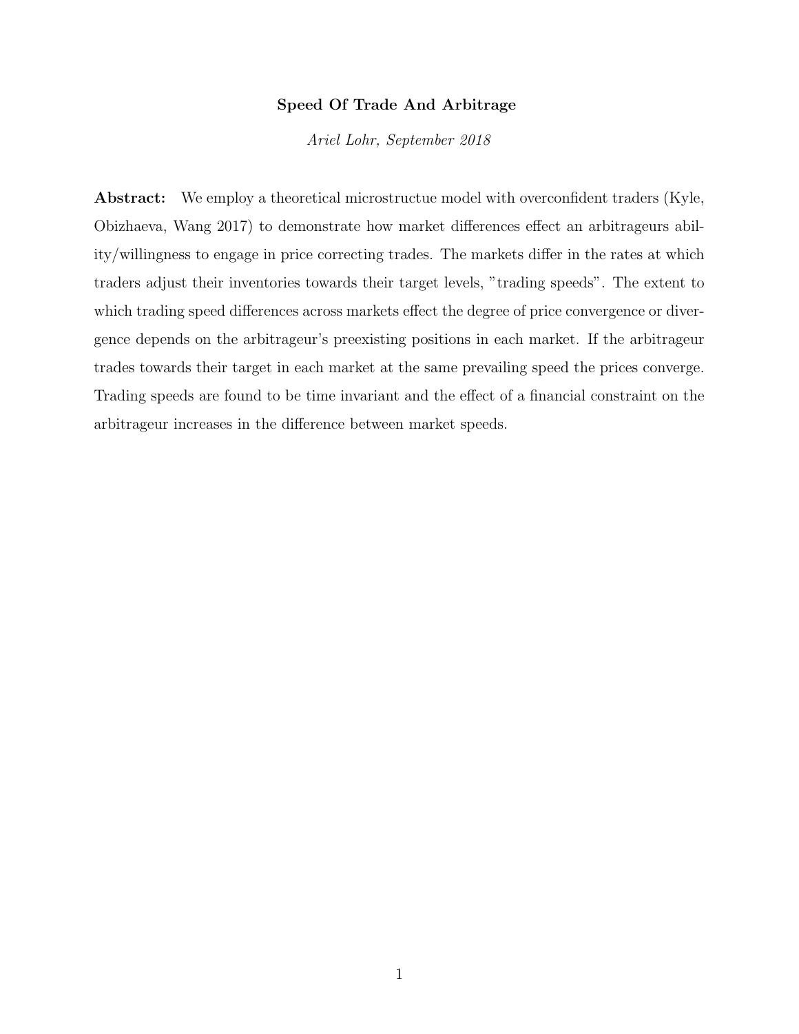# Speed Of Trade And Arbitrage

*Ariel Lohr, September 2018*

**Abstract:** We employ a theoretical microstructue model with overconfident traders (Kyle, Obizhaeva, Wang 2017) to demonstrate how market differences effect an arbitrageurs ability/willingness to engage in price correcting trades. The markets differ in the rates at which traders adjust their inventories towards their target levels, "trading speeds". The extent to which trading speed differences across markets effect the degree of price convergence or divergence depends on the arbitrageur's preexisting positions in each market. If the arbitrageur trades towards their target in each market at the same prevailing speed the prices converge. Trading speeds are found to be time invariant and the effect of a financial constraint on the arbitrageur increases in the difference between market speeds.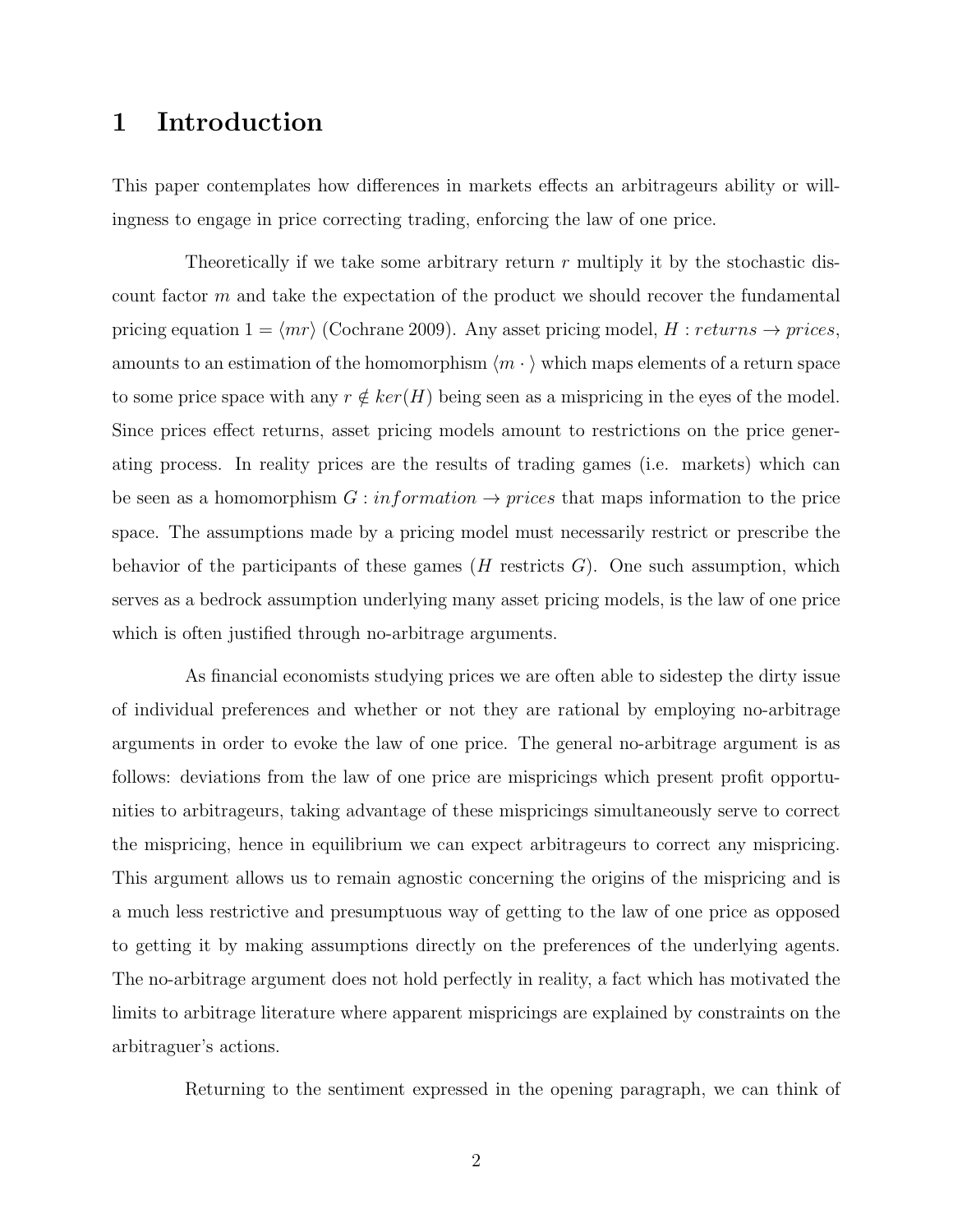# 1 Introduction

This paper contemplates how differences in markets effects an arbitrageurs ability or willingness to engage in price correcting trading, enforcing the law of one price.

Theoretically if we take some arbitrary return $r$ multiply it by the stochastic discount factor $m$ and take the expectation of the product we should recover the fundamental pricing equation $1 = \langle mr \rangle$ (Cochrane 2009). Any asset pricing model, $H : returns \rightarrow prices$, amounts to an estimation of the homomorphism $\langle m \cdot \rangle$ which maps elements of a return space to some price space with any $r \notin ker(H)$ being seen as a mispricing in the eyes of the model. Since prices effect returns, asset pricing models amount to restrictions on the price generating process. In reality prices are the results of trading games (i.e. markets) which can be seen as a homomorphism $G : information \rightarrow prices$ that maps information to the price space. The assumptions made by a pricing model must necessarily restrict or prescribe the behavior of the participants of these games ($H$ restricts $G$). One such assumption, which serves as a bedrock assumption underlying many asset pricing models, is the law of one price which is often justified through no-arbitrage arguments.

As financial economists studying prices we are often able to sidestep the dirty issue of individual preferences and whether or not they are rational by employing no-arbitrage arguments in order to evoke the law of one price. The general no-arbitrage argument is as follows: deviations from the law of one price are mispricings which present profit opportunities to arbitrageurs, taking advantage of these mispricings simultaneously serve to correct the mispricing, hence in equilibrium we can expect arbitrageurs to correct any mispricing. This argument allows us to remain agnostic concerning the origins of the mispricing and is a much less restrictive and presumptuous way of getting to the law of one price as opposed to getting it by making assumptions directly on the preferences of the underlying agents. The no-arbitrage argument does not hold perfectly in reality, a fact which has motivated the limits to arbitrage literature where apparent mispricings are explained by constraints on the arbitraguer's actions.

Returning to the sentiment expressed in the opening paragraph, we can think of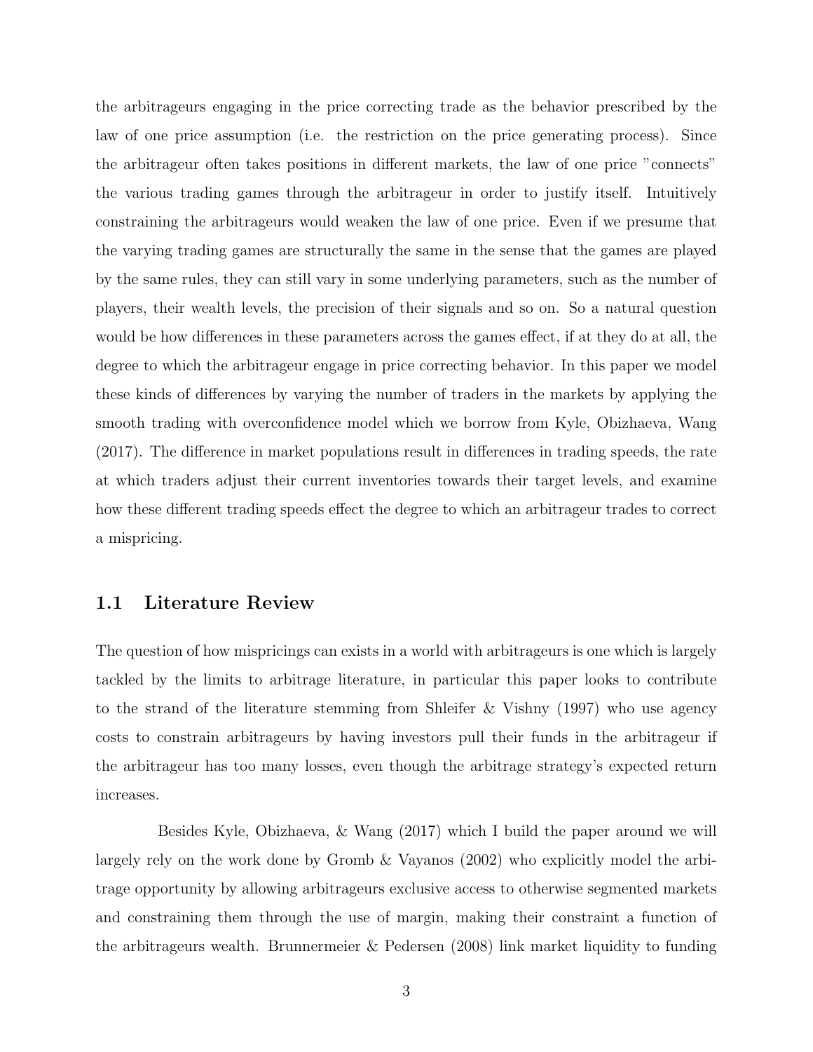the arbitrageurs engaging in the price correcting trade as the behavior prescribed by the law of one price assumption (i.e. the restriction on the price generating process). Since the arbitrageur often takes positions in different markets, the law of one price "connects" the various trading games through the arbitrageur in order to justify itself. Intuitively constraining the arbitrageurs would weaken the law of one price. Even if we presume that the varying trading games are structurally the same in the sense that the games are played by the same rules, they can still vary in some underlying parameters, such as the number of players, their wealth levels, the precision of their signals and so on. So a natural question would be how differences in these parameters across the games effect, if at they do at all, the degree to which the arbitrageur engage in price correcting behavior. In this paper we model these kinds of differences by varying the number of traders in the markets by applying the smooth trading with overconfidence model which we borrow from Kyle, Obizhaeva, Wang (2017). The difference in market populations result in differences in trading speeds, the rate at which traders adjust their current inventories towards their target levels, and examine how these different trading speeds effect the degree to which an arbitrageur trades to correct a mispricing.

## 1.1 Literature Review

The question of how mispricings can exists in a world with arbitrageurs is one which is largely tackled by the limits to arbitrage literature, in particular this paper looks to contribute to the strand of the literature stemming from Shleifer & Vishny (1997) who use agency costs to constrain arbitrageurs by having investors pull their funds in the arbitrageur if the arbitrageur has too many losses, even though the arbitrage strategy's expected return increases.

Besides Kyle, Obizhaeva, & Wang (2017) which I build the paper around we will largely rely on the work done by Gromb & Vayanos (2002) who explicitly model the arbitrage opportunity by allowing arbitrageurs exclusive access to otherwise segmented markets and constraining them through the use of margin, making their constraint a function of the arbitrageurs wealth. Brunnermeier & Pedersen (2008) link market liquidity to funding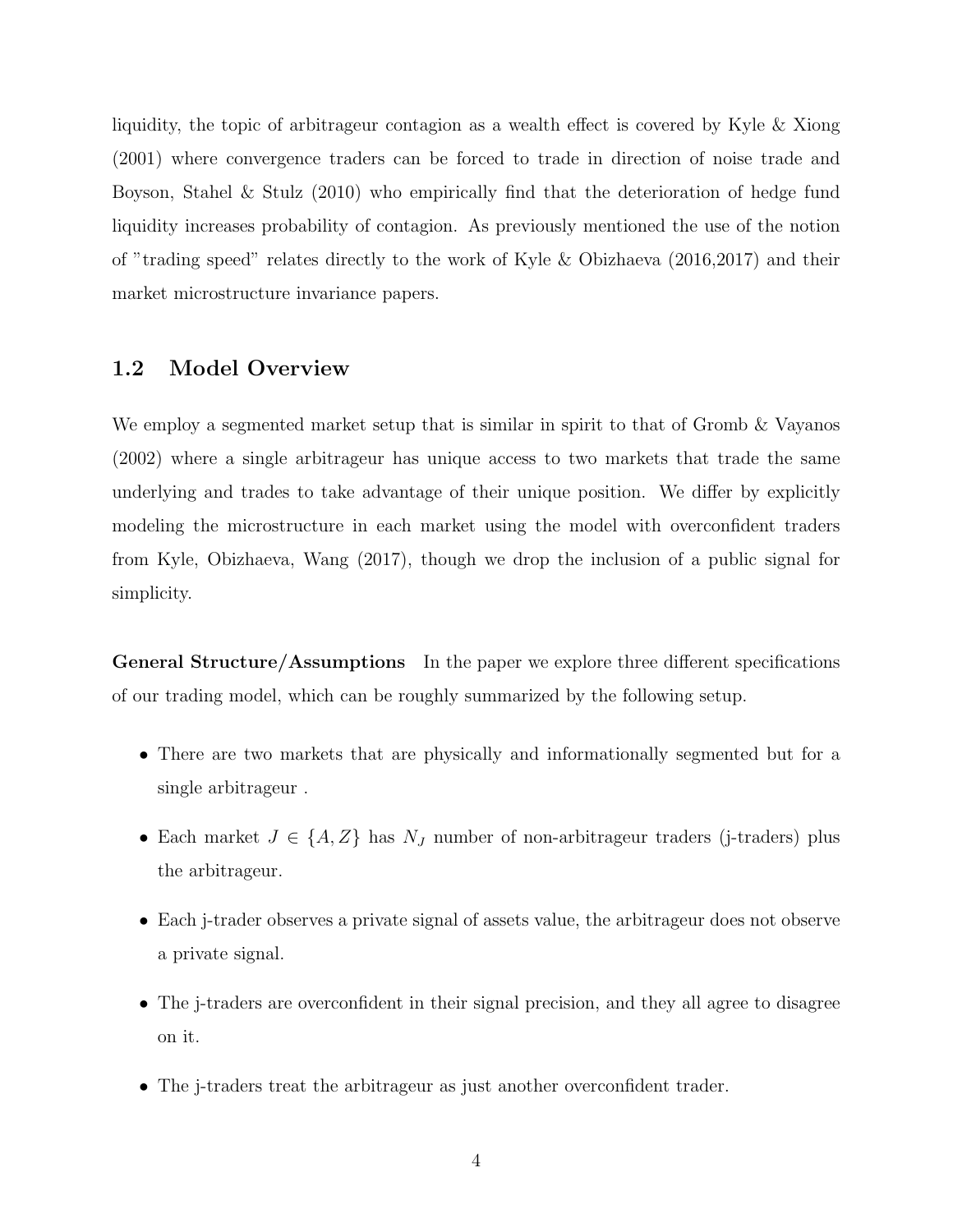liquidity, the topic of arbitrageur contagion as a wealth effect is covered by Kyle & Xiong (2001) where convergence traders can be forced to trade in direction of noise trade and Boyson, Stahel & Stulz (2010) who empirically find that the deterioration of hedge fund liquidity increases probability of contagion. As previously mentioned the use of the notion of "trading speed" relates directly to the work of Kyle & Obizhaeva (2016,2017) and their market microstructure invariance papers.

## 1.2 Model Overview

We employ a segmented market setup that is similar in spirit to that of Gromb & Vayanos (2002) where a single arbitrageur has unique access to two markets that trade the same underlying and trades to take advantage of their unique position. We differ by explicitly modeling the microstructure in each market using the model with overconfident traders from Kyle, Obizhaeva, Wang (2017), though we drop the inclusion of a public signal for simplicity.

**General Structure/Assumptions** In the paper we explore three different specifications of our trading model, which can be roughly summarized by the following setup.

- There are two markets that are physically and informationally segmented but for a single arbitrageur .
- Each market $J \in \{A, Z\}$ has $N_J$ number of non-arbitrageur traders (j-traders) plus the arbitrageur.
- Each j-trader observes a private signal of assets value, the arbitrageur does not observe a private signal.
- The j-traders are overconfident in their signal precision, and they all agree to disagree on it.
- The j-traders treat the arbitrageur as just another overconfident trader.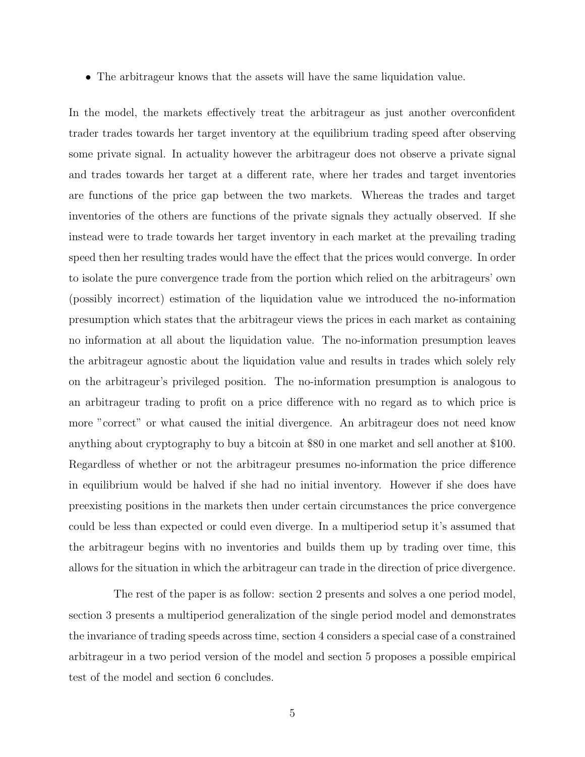- The arbitrageur knows that the assets will have the same liquidation value.

In the model, the markets effectively treat the arbitrageur as just another overconfident trader trades towards her target inventory at the equilibrium trading speed after observing some private signal. In actuality however the arbitrageur does not observe a private signal and trades towards her target at a different rate, where her trades and target inventories are functions of the price gap between the two markets. Whereas the trades and target inventories of the others are functions of the private signals they actually observed. If she instead were to trade towards her target inventory in each market at the prevailing trading speed then her resulting trades would have the effect that the prices would converge. In order to isolate the pure convergence trade from the portion which relied on the arbitrageurs' own (possibly incorrect) estimation of the liquidation value we introduced the no-information presumption which states that the arbitrageur views the prices in each market as containing no information at all about the liquidation value. The no-information presumption leaves the arbitrageur agnostic about the liquidation value and results in trades which solely rely on the arbitrageur's privileged position. The no-information presumption is analogous to an arbitrageur trading to profit on a price difference with no regard as to which price is more "correct" or what caused the initial divergence. An arbitrageur does not need know anything about cryptography to buy a bitcoin at \$80 in one market and sell another at \$100. Regardless of whether or not the arbitrageur presumes no-information the price difference in equilibrium would be halved if she had no initial inventory. However if she does have preexisting positions in the markets then under certain circumstances the price convergence could be less than expected or could even diverge. In a multiperiod setup it's assumed that the arbitrageur begins with no inventories and builds them up by trading over time, this allows for the situation in which the arbitrageur can trade in the direction of price divergence.

The rest of the paper is as follow: section 2 presents and solves a one period model, section 3 presents a multiperiod generalization of the single period model and demonstrates the invariance of trading speeds across time, section 4 considers a special case of a constrained arbitrageur in a two period version of the model and section 5 proposes a possible empirical test of the model and section 6 concludes.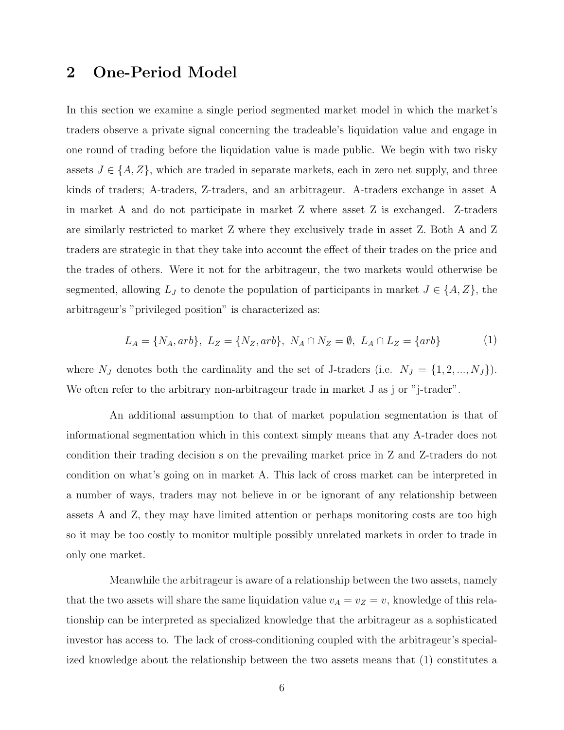## 2 One-Period Model

In this section we examine a single period segmented market model in which the market's traders observe a private signal concerning the tradeable's liquidation value and engage in one round of trading before the liquidation value is made public. We begin with two risky assets $J \in \{A, Z\}$, which are traded in separate markets, each in zero net supply, and three kinds of traders; A-traders, Z-traders, and an arbitrageur. A-traders exchange in asset A in market A and do not participate in market Z where asset Z is exchanged. Z-traders are similarly restricted to market Z where they exclusively trade in asset Z. Both A and Z traders are strategic in that they take into account the effect of their trades on the price and the trades of others. Were it not for the arbitrageur, the two markets would otherwise be segmented, allowing $L_J$ to denote the population of participants in market $J \in \{A, Z\}$, the arbitrageur's "privileged position" is characterized as:

$$L_A = \{N_A, arb\},\ L_Z = \{N_Z, arb\},\ N_A \cap N_Z = \emptyset,\ L_A \cap L_Z = \{arb\} \tag{1}$$

where $N_J$ denotes both the cardinality and the set of J-traders (i.e. $N_J = \{1, 2, ..., N_J\}$). We often refer to the arbitrary non-arbitrageur trade in market J as j or "j-trader".

An additional assumption to that of market population segmentation is that of informational segmentation which in this context simply means that any A-trader does not condition their trading decision s on the prevailing market price in Z and Z-traders do not condition on what's going on in market A. This lack of cross market can be interpreted in a number of ways, traders may not believe in or be ignorant of any relationship between assets A and Z, they may have limited attention or perhaps monitoring costs are too high so it may be too costly to monitor multiple possibly unrelated markets in order to trade in only one market.

Meanwhile the arbitrageur is aware of a relationship between the two assets, namely that the two assets will share the same liquidation value $v_A = v_Z = v$, knowledge of this relationship can be interpreted as specialized knowledge that the arbitrageur as a sophisticated investor has access to. The lack of cross-conditioning coupled with the arbitrageur's specialized knowledge about the relationship between the two assets means that (1) constitutes a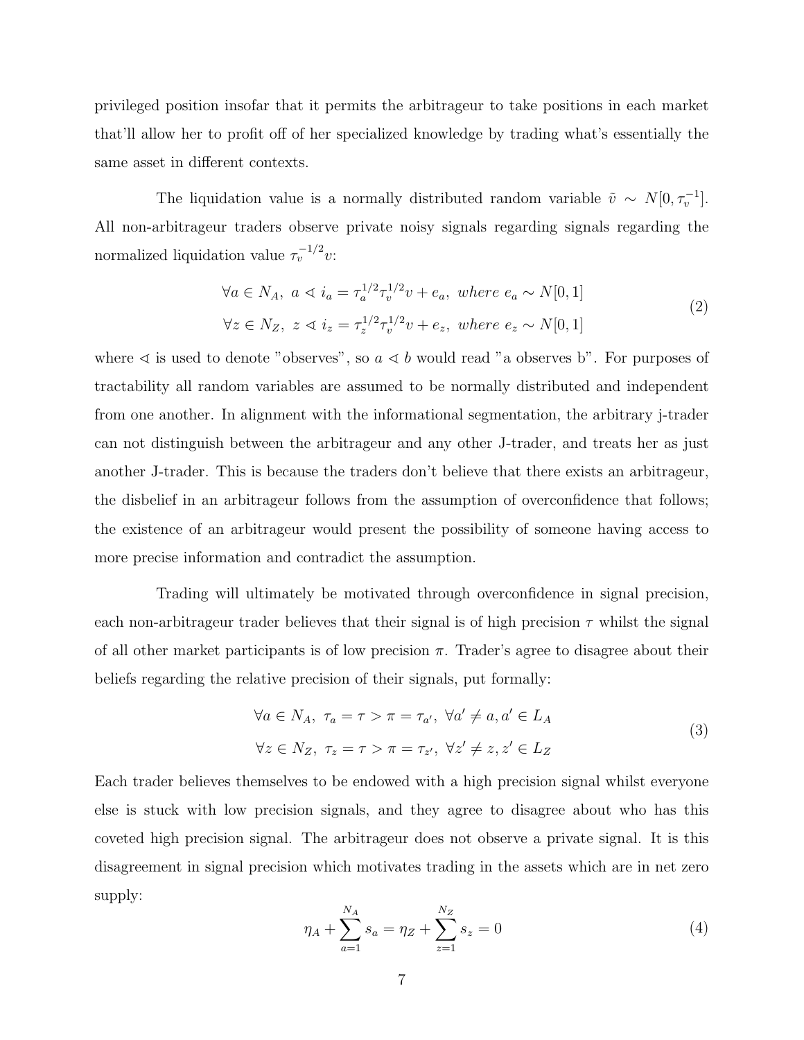privileged position insofar that it permits the arbitrageur to take positions in each market that'll allow her to profit off of her specialized knowledge by trading what's essentially the same asset in different contexts.

The liquidation value is a normally distributed random variable $\tilde{v} \sim N[0, \tau_v^{-1}]$. All non-arbitrageur traders observe private noisy signals regarding signals regarding the normalized liquidation value $\tau_v^{-1/2} v$:

$$\begin{aligned} &\forall a \in N_A,\ a \lessdot i_a = \tau_a^{1/2} \tau_v^{1/2} v + e_a,\ \textit{where}\ e_a \sim N[0,1] \\ &\forall z \in N_Z,\ z \lessdot i_z = \tau_z^{1/2} \tau_v^{1/2} v + e_z,\ \textit{where}\ e_z \sim N[0,1] \end{aligned} \tag{2}$$

where $\lessdot$ is used to denote "observes", so $a \lessdot b$ would read "a observes b". For purposes of tractability all random variables are assumed to be normally distributed and independent from one another. In alignment with the informational segmentation, the arbitrary j-trader can not distinguish between the arbitrageur and any other J-trader, and treats her as just another J-trader. This is because the traders don't believe that there exists an arbitrageur, the disbelief in an arbitrageur follows from the assumption of overconfidence that follows; the existence of an arbitrageur would present the possibility of someone having access to more precise information and contradict the assumption.

Trading will ultimately be motivated through overconfidence in signal precision, each non-arbitrageur trader believes that their signal is of high precision $\tau$ whilst the signal of all other market participants is of low precision $\pi$. Trader's agree to disagree about their beliefs regarding the relative precision of their signals, put formally:

$$\begin{aligned} &\forall a \in N_A,\ \tau_a = \tau > \pi = \tau_{a'},\ \forall a' \neq a, a' \in L_A \\ &\forall z \in N_Z,\ \tau_z = \tau > \pi = \tau_{z'},\ \forall z' \neq z, z' \in L_Z \end{aligned} \tag{3}$$

Each trader believes themselves to be endowed with a high precision signal whilst everyone else is stuck with low precision signals, and they agree to disagree about who has this coveted high precision signal. The arbitrageur does not observe a private signal. It is this disagreement in signal precision which motivates trading in the assets which are in net zero supply:

$$\eta_A + \sum_{a=1}^{N_A} s_a = \eta_Z + \sum_{z=1}^{N_Z} s_z = 0 \tag{4}$$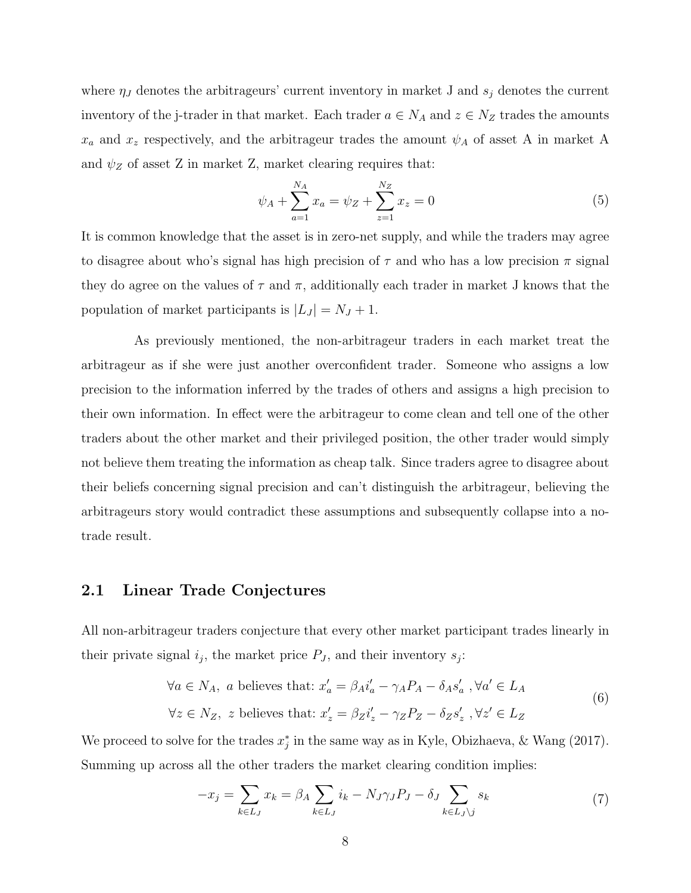where $\eta_J$ denotes the arbitrageurs' current inventory in market J and $s_j$ denotes the current inventory of the j-trader in that market. Each trader $a \in N_A$ and $z \in N_Z$ trades the amounts $x_a$ and $x_z$ respectively, and the arbitrageur trades the amount $\psi_A$ of asset A in market A and $\psi_Z$ of asset Z in market Z, market clearing requires that:

$$\psi_A + \sum_{a=1}^{N_A} x_a = \psi_Z + \sum_{z=1}^{N_Z} x_z = 0 \tag{5}$$

It is common knowledge that the asset is in zero-net supply, and while the traders may agree to disagree about who's signal has high precision of $\tau$ and who has a low precision $\pi$ signal they do agree on the values of $\tau$ and $\pi$, additionally each trader in market J knows that the population of market participants is $|L_J| = N_J + 1$.

As previously mentioned, the non-arbitrageur traders in each market treat the arbitrageur as if she were just another overconfident trader. Someone who assigns a low precision to the information inferred by the trades of others and assigns a high precision to their own information. In effect were the arbitrageur to come clean and tell one of the other traders about the other market and their privileged position, the other trader would simply not believe them treating the information as cheap talk. Since traders agree to disagree about their beliefs concerning signal precision and can't distinguish the arbitrageur, believing the arbitrageurs story would contradict these assumptions and subsequently collapse into a no-trade result.

## 2.1 Linear Trade Conjectures

All non-arbitrageur traders conjecture that every other market participant trades linearly in their private signal $i_j$, the market price $P_J$, and their inventory $s_j$:

$$\begin{aligned}
&\forall a \in N_A,\ a \text{ believes that: } x_a' = \beta_A i_a' - \gamma_A P_A - \delta_A s_a' \ , \forall a' \in L_A \\
&\forall z \in N_Z,\ z \text{ believes that: } x_z' = \beta_Z i_z' - \gamma_Z P_Z - \delta_Z s_z' \ , \forall z' \in L_Z
\end{aligned} \tag{6}$$

We proceed to solve for the trades $x_j^*$ in the same way as in Kyle, Obizhaeva, & Wang (2017). Summing up across all the other traders the market clearing condition implies:

$$-x_j = \sum_{k \in L_J} x_k = \beta_A \sum_{k \in L_J} i_k - N_J \gamma_J P_J - \delta_J \sum_{k \in L_J \setminus j} s_k \tag{7}$$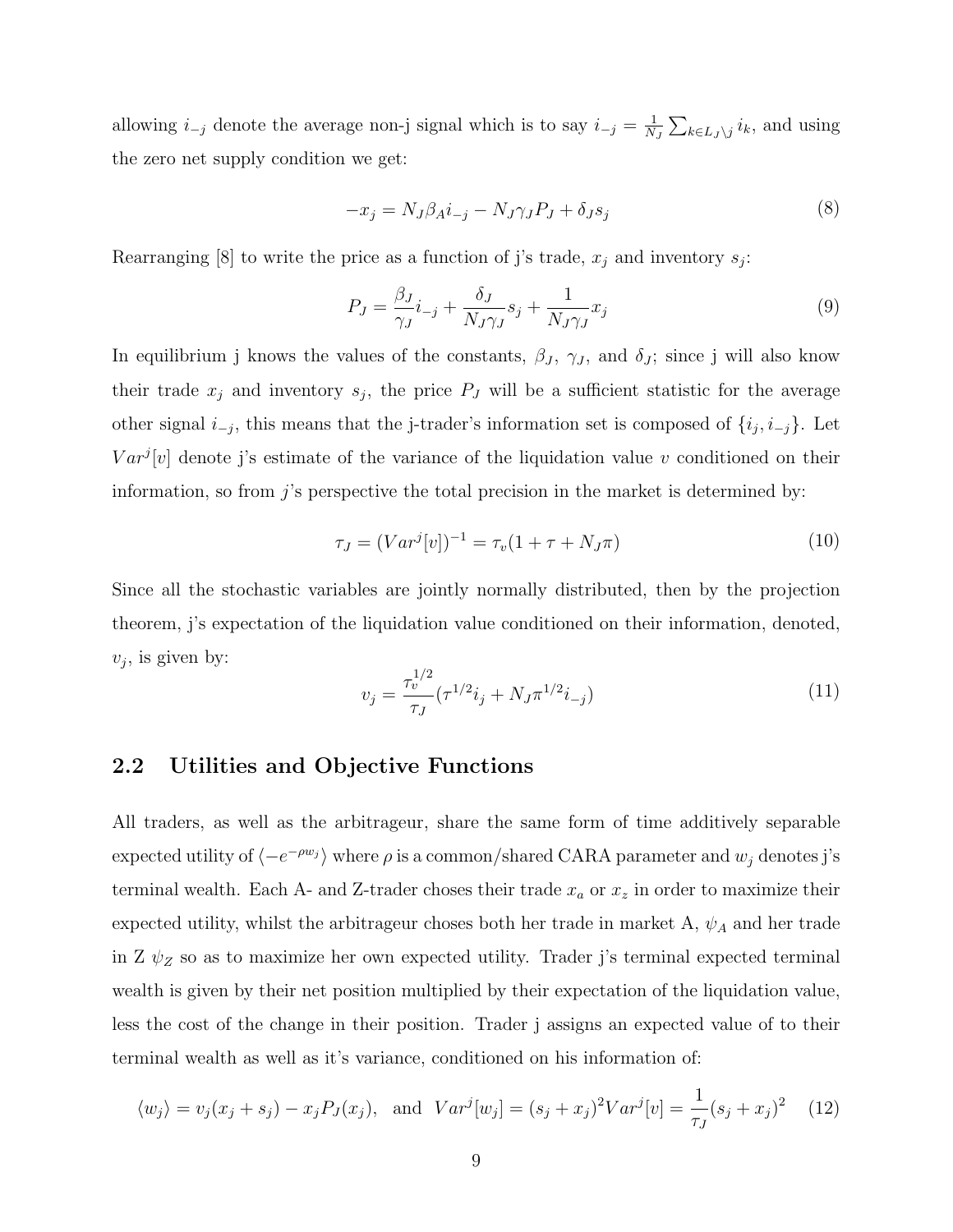allowing $i_{-j}$ denote the average non-j signal which is to say $i_{-j} = \frac{1}{N_J}\sum_{k \in L_J \setminus j} i_k$, and using the zero net supply condition we get:

$$-x_j = N_J \beta_A i_{-j} - N_J \gamma_J P_J + \delta_J s_j \tag{8}$$

Rearranging [8] to write the price as a function of j's trade, $x_j$ and inventory $s_j$:

$$P_J = \frac{\beta_J}{\gamma_J} i_{-j} + \frac{\delta_J}{N_J \gamma_J} s_j + \frac{1}{N_J \gamma_J} x_j \tag{9}$$

In equilibrium j knows the values of the constants, $\beta_J$, $\gamma_J$, and $\delta_J$; since j will also know their trade $x_j$ and inventory $s_j$, the price $P_J$ will be a sufficient statistic for the average other signal $i_{-j}$, this means that the j-trader's information set is composed of $\{i_j, i_{-j}\}$. Let $Var^j[v]$ denote j's estimate of the variance of the liquidation value $v$ conditioned on their information, so from $j$'s perspective the total precision in the market is determined by:

$$\tau_J = (Var^j[v])^{-1} = \tau_v(1 + \tau + N_J \pi) \tag{10}$$

Since all the stochastic variables are jointly normally distributed, then by the projection theorem, j's expectation of the liquidation value conditioned on their information, denoted, $v_j$, is given by:

$$v_j = \frac{\tau_v^{1/2}}{\tau_J}(\tau^{1/2} i_j + N_J \pi^{1/2} i_{-j}) \tag{11}$$

## 2.2 Utilities and Objective Functions

All traders, as well as the arbitrageur, share the same form of time additively separable expected utility of $\langle -e^{-\rho w_j} \rangle$ where $\rho$ is a common/shared CARA parameter and $w_j$ denotes j's terminal wealth. Each A- and Z-trader choses their trade $x_a$ or $x_z$ in order to maximize their expected utility, whilst the arbitrageur choses both her trade in market A, $\psi_A$ and her trade in Z $\psi_Z$ so as to maximize her own expected utility. Trader j's terminal expected terminal wealth is given by their net position multiplied by their expectation of the liquidation value, less the cost of the change in their position. Trader j assigns an expected value of to their terminal wealth as well as it's variance, conditioned on his information of:

$$\langle w_j \rangle = v_j(x_j + s_j) - x_j P_J(x_j), \quad \text{and} \quad Var^j[w_j] = (s_j + x_j)^2 Var^j[v] = \frac{1}{\tau_J}(s_j + x_j)^2 \tag{12}$$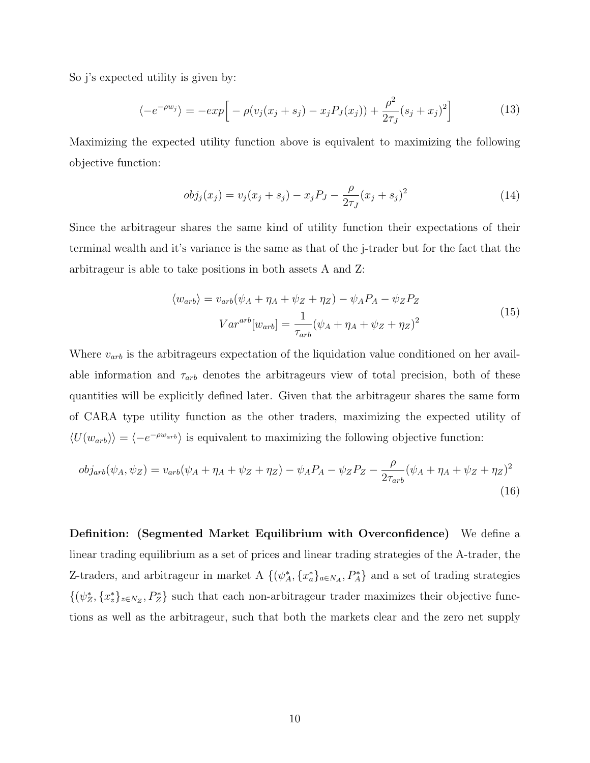So j's expected utility is given by:

$$\langle -e^{-\rho w_j} \rangle = -exp\Big[ -\rho(v_j(x_j + s_j) - x_j P_J(x_j)) + \frac{\rho^2}{2\tau_J}(s_j + x_j)^2 \Big] \tag{13}$$

Maximizing the expected utility function above is equivalent to maximizing the following objective function:

$$obj_j(x_j) = v_j(x_j + s_j) - x_j P_J - \frac{\rho}{2\tau_J}(x_j + s_j)^2 \tag{14}$$

Since the arbitrageur shares the same kind of utility function their expectations of their terminal wealth and it's variance is the same as that of the j-trader but for the fact that the arbitrageur is able to take positions in both assets A and Z:

$$\begin{aligned} \langle w_{arb} \rangle &= v_{arb}(\psi_A + \eta_A + \psi_Z + \eta_Z) - \psi_A P_A - \psi_Z P_Z \\ Var^{arb}[w_{arb}] &= \frac{1}{\tau_{arb}}(\psi_A + \eta_A + \psi_Z + \eta_Z)^2 \end{aligned} \tag{15}$$

Where $v_{arb}$ is the arbitrageurs expectation of the liquidation value conditioned on her available information and $\tau_{arb}$ denotes the arbitrageurs view of total precision, both of these quantities will be explicitly defined later. Given that the arbitrageur shares the same form of CARA type utility function as the other traders, maximizing the expected utility of $\langle U(w_{arb}) \rangle = \langle -e^{-\rho w_{arb}} \rangle$ is equivalent to maximizing the following objective function:

$$obj_{arb}(\psi_A, \psi_Z) = v_{arb}(\psi_A + \eta_A + \psi_Z + \eta_Z) - \psi_A P_A - \psi_Z P_Z - \frac{\rho}{2\tau_{arb}}(\psi_A + \eta_A + \psi_Z + \eta_Z)^2 \tag{16}$$

**Definition: (Segmented Market Equilibrium with Overconfidence)** We define a linear trading equilibrium as a set of prices and linear trading strategies of the A-trader, the Z-traders, and arbitrageur in market A $\{(\psi_A^*, \{x_a^*\}_{a \in N_A}, P_A^*\}$ and a set of trading strategies $\{(\psi_Z^*, \{x_z^*\}_{z \in N_Z}, P_Z^*\}$ such that each non-arbitrageur trader maximizes their objective functions as well as the arbitrageur, such that both the markets clear and the zero net supply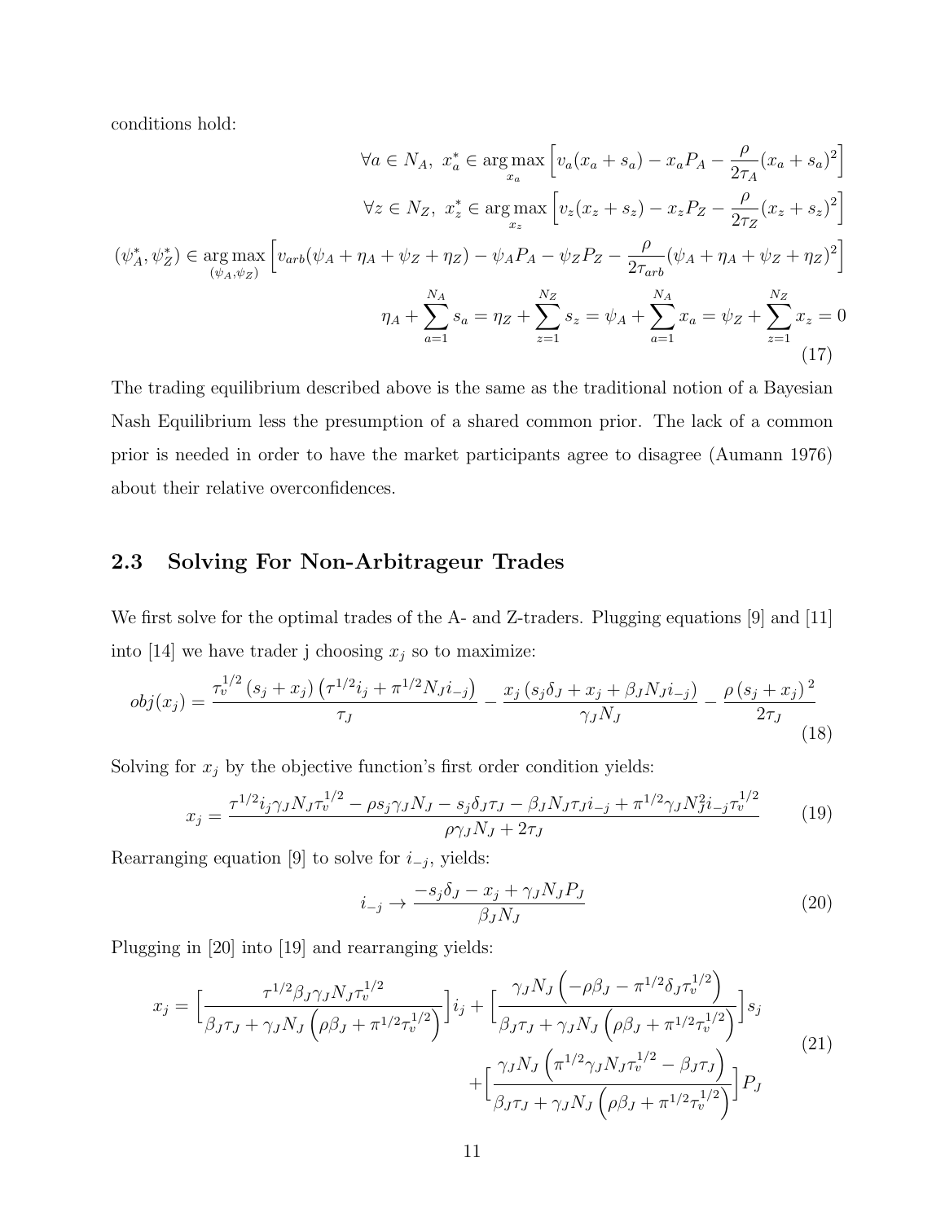conditions hold:

$$
\begin{aligned}
\forall a \in N_A,\ x_a^* &\in \underset{x_a}{\arg\max}\left[v_a(x_a+s_a) - x_a P_A - \frac{\rho}{2\tau_A}(x_a+s_a)^2\right] \\
\forall z \in N_Z,\ x_z^* &\in \underset{x_z}{\arg\max}\left[v_z(x_z+s_z) - x_z P_Z - \frac{\rho}{2\tau_Z}(x_z+s_z)^2\right] \\
(\psi_A^*, \psi_Z^*) &\in \underset{(\psi_A,\psi_Z)}{\arg\max}\left[v_{arb}(\psi_A+\eta_A+\psi_Z+\eta_Z) - \psi_A P_A - \psi_Z P_Z - \frac{\rho}{2\tau_{arb}}(\psi_A+\eta_A+\psi_Z+\eta_Z)^2\right] \\
\eta_A + \sum_{a=1}^{N_A} s_a &= \eta_Z + \sum_{z=1}^{N_Z} s_z = \psi_A + \sum_{a=1}^{N_A} x_a = \psi_Z + \sum_{z=1}^{N_Z} x_z = 0
\end{aligned}
\tag{17}
$$

The trading equilibrium described above is the same as the traditional notion of a Bayesian Nash Equilibrium less the presumption of a shared common prior. The lack of a common prior is needed in order to have the market participants agree to disagree (Aumann 1976) about their relative overconfidences.

## 2.3 Solving For Non-Arbitrageur Trades

We first solve for the optimal trades of the A- and Z-traders. Plugging equations [9] and [11] into [14] we have trader j choosing $x_j$ so to maximize:

$$
obj(x_j) = \frac{\tau_v^{1/2}(s_j+x_j)\left(\tau^{1/2} i_j + \pi^{1/2} N_J i_{-j}\right)}{\tau_J} - \frac{x_j\left(s_j\delta_J + x_j + \beta_J N_J i_{-j}\right)}{\gamma_J N_J} - \frac{\rho\,(s_j+x_j)^2}{2\tau_J}
\tag{18}
$$

Solving for $x_j$ by the objective function's first order condition yields:

$$
x_j = \frac{\tau^{1/2} i_j \gamma_J N_J \tau_v^{1/2} - \rho s_j \gamma_J N_J - s_j \delta_J \tau_J - \beta_J N_J \tau_J i_{-j} + \pi^{1/2}\gamma_J N_J^2 i_{-j}\tau_v^{1/2}}{\rho\gamma_J N_J + 2\tau_J}
\tag{19}
$$

Rearranging equation [9] to solve for $i_{-j}$, yields:

$$
i_{-j} \rightarrow \frac{-s_j\delta_J - x_j + \gamma_J N_J P_J}{\beta_J N_J}
\tag{20}
$$

Plugging in [20] into [19] and rearranging yields:

$$
\begin{aligned}
x_j = &\Big[\frac{\tau^{1/2}\beta_J\gamma_J N_J \tau_v^{1/2}}{\beta_J\tau_J + \gamma_J N_J\left(\rho\beta_J + \pi^{1/2}\tau_v^{1/2}\right)}\Big] i_j + \Big[\frac{\gamma_J N_J\left(-\rho\beta_J - \pi^{1/2}\delta_J\tau_v^{1/2}\right)}{\beta_J\tau_J + \gamma_J N_J\left(\rho\beta_J + \pi^{1/2}\tau_v^{1/2}\right)}\Big] s_j \\
&+ \Big[\frac{\gamma_J N_J\left(\pi^{1/2}\gamma_J N_J \tau_v^{1/2} - \beta_J\tau_J\right)}{\beta_J\tau_J + \gamma_J N_J\left(\rho\beta_J + \pi^{1/2}\tau_v^{1/2}\right)}\Big] P_J
\end{aligned}
\tag{21}
$$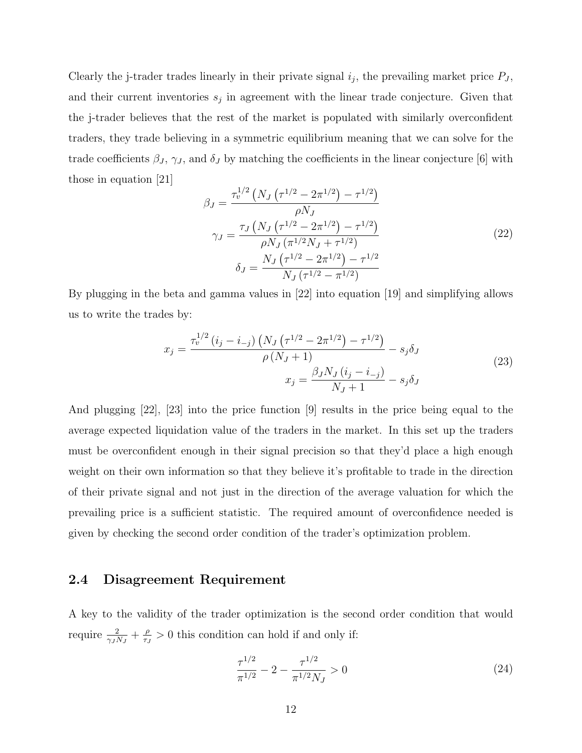Clearly the j-trader trades linearly in their private signal $i_j$, the prevailing market price $P_J$, and their current inventories $s_j$ in agreement with the linear trade conjecture. Given that the j-trader believes that the rest of the market is populated with similarly overconfident traders, they trade believing in a symmetric equilibrium meaning that we can solve for the trade coefficients $\beta_J$, $\gamma_J$, and $\delta_J$ by matching the coefficients in the linear conjecture [6] with those in equation [21]

$$
\begin{aligned}
\beta_J &= \frac{\tau_v^{1/2}\left(N_J\left(\tau^{1/2} - 2\pi^{1/2}\right) - \tau^{1/2}\right)}{\rho N_J} \\
\gamma_J &= \frac{\tau_J\left(N_J\left(\tau^{1/2} - 2\pi^{1/2}\right) - \tau^{1/2}\right)}{\rho N_J\left(\pi^{1/2}N_J + \tau^{1/2}\right)} \\
\delta_J &= \frac{N_J\left(\tau^{1/2} - 2\pi^{1/2}\right) - \tau^{1/2}}{N_J\left(\tau^{1/2} - \pi^{1/2}\right)}
\end{aligned}
\tag{22}
$$

By plugging in the beta and gamma values in [22] into equation [19] and simplifying allows us to write the trades by:

$$
\begin{aligned}
x_j &= \frac{\tau_v^{1/2}\left(i_j - i_{-j}\right)\left(N_J\left(\tau^{1/2} - 2\pi^{1/2}\right) - \tau^{1/2}\right)}{\rho\left(N_J + 1\right)} - s_j\delta_J \\
x_j &= \frac{\beta_J N_J\left(i_j - i_{-j}\right)}{N_J + 1} - s_j\delta_J
\end{aligned}
\tag{23}
$$

And plugging [22], [23] into the price function [9] results in the price being equal to the average expected liquidation value of the traders in the market. In this set up the traders must be overconfident enough in their signal precision so that they'd place a high enough weight on their own information so that they believe it's profitable to trade in the direction of their private signal and not just in the direction of the average valuation for which the prevailing price is a sufficient statistic. The required amount of overconfidence needed is given by checking the second order condition of the trader's optimization problem.

## 2.4 Disagreement Requirement

A key to the validity of the trader optimization is the second order condition that would require $\frac{2}{\gamma_J N_J} + \frac{\rho}{\tau_J} > 0$ this condition can hold if and only if:

$$
\frac{\tau^{1/2}}{\pi^{1/2}} - 2 - \frac{\tau^{1/2}}{\pi^{1/2}N_J} > 0 \tag{24}
$$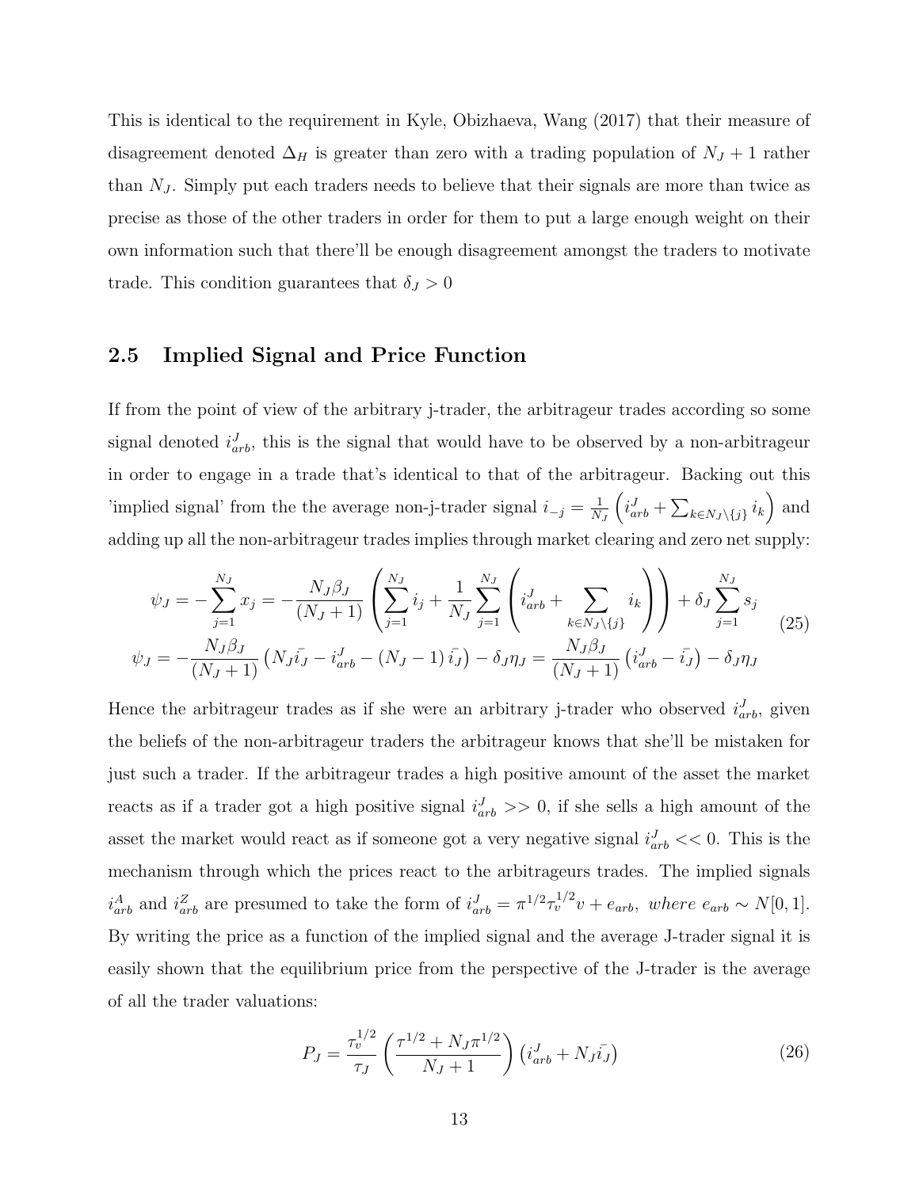This is identical to the requirement in Kyle, Obizhaeva, Wang (2017) that their measure of disagreement denoted $\Delta_H$ is greater than zero with a trading population of $N_J + 1$ rather than $N_J$. Simply put each traders needs to believe that their signals are more than twice as precise as those of the other traders in order for them to put a large enough weight on their own information such that there'll be enough disagreement amongst the traders to motivate trade. This condition guarantees that $\delta_J > 0$

## 2.5 Implied Signal and Price Function

If from the point of view of the arbitrary j-trader, the arbitrageur trades according so some signal denoted $i^J_{arb}$, this is the signal that would have to be observed by a non-arbitrageur in order to engage in a trade that's identical to that of the arbitrageur. Backing out this 'implied signal' from the the average non-j-trader signal $i_{-j} = \frac{1}{N_J}\left(i^J_{arb} + \sum_{k \in N_J \setminus \{j\}} i_k\right)$ and adding up all the non-arbitrageur trades implies through market clearing and zero net supply:

$$\psi_J = -\sum_{j=1}^{N_J} x_j = -\frac{N_J \beta_J}{(N_J+1)}\left(\sum_{j=1}^{N_J} i_j + \frac{1}{N_J}\sum_{j=1}^{N_J}\left(i^J_{arb} + \sum_{k \in N_J \setminus \{j\}} i_k\right)\right) + \delta_J \sum_{j=1}^{N_J} s_j$$
$$\psi_J = -\frac{N_J \beta_J}{(N_J+1)}\left(N_J \bar{i_J} - i^J_{arb} - (N_J - 1)\bar{i_J}\right) - \delta_J \eta_J = \frac{N_J \beta_J}{(N_J+1)}\left(i^J_{arb} - \bar{i_J}\right) - \delta_J \eta_J \tag{25}$$

Hence the arbitrageur trades as if she were an arbitrary j-trader who observed $i^J_{arb}$, given the beliefs of the non-arbitrageur traders the arbitrageur knows that she'll be mistaken for just such a trader. If the arbitrageur trades a high positive amount of the asset the market reacts as if a trader got a high positive signal $i^J_{arb} >> 0$, if she sells a high amount of the asset the market would react as if someone got a very negative signal $i^J_{arb} << 0$. This is the mechanism through which the prices react to the arbitrageurs trades. The implied signals $i^A_{arb}$ and $i^Z_{arb}$ are presumed to take the form of $i^J_{arb} = \pi^{1/2}\tau_v^{1/2} v + e_{arb},\ where\ e_{arb} \sim N[0, 1]$. By writing the price as a function of the implied signal and the average J-trader signal it is easily shown that the equilibrium price from the perspective of the J-trader is the average of all the trader valuations:

$$P_J = \frac{\tau_v^{1/2}}{\tau_J}\left(\frac{\tau^{1/2} + N_J \pi^{1/2}}{N_J + 1}\right)\left(i^J_{arb} + N_J \bar{i_J}\right) \tag{26}$$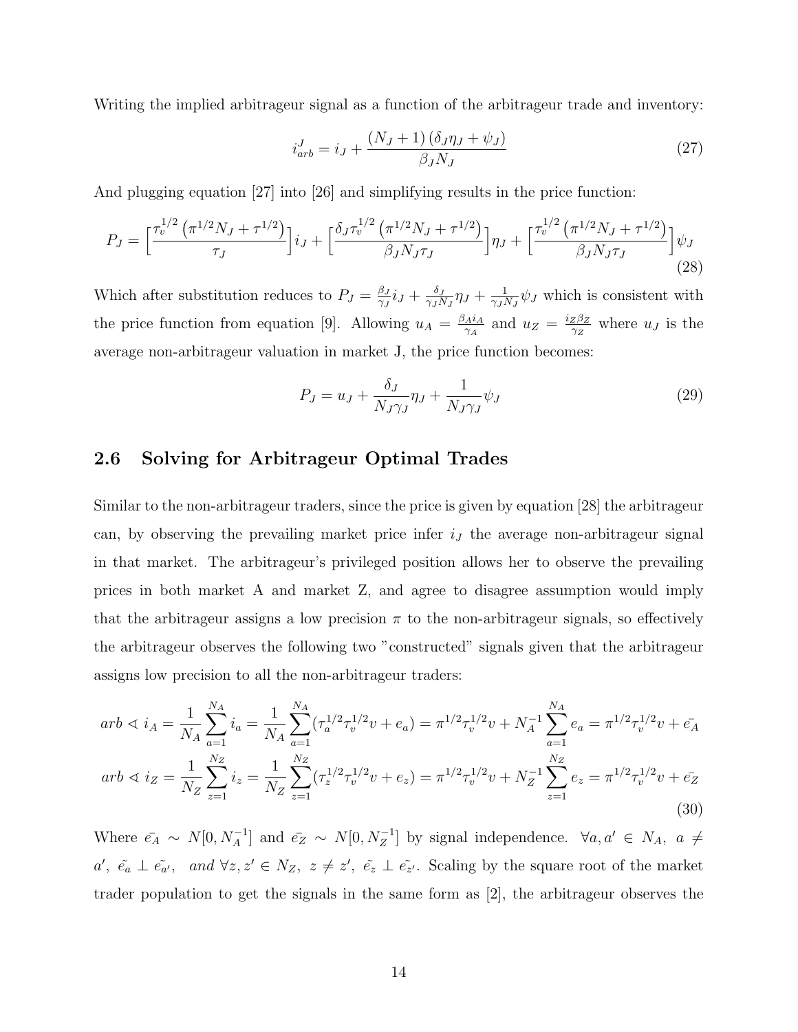Writing the implied arbitrageur signal as a function of the arbitrageur trade and inventory:

$$i_{arb}^{J} = i_J + \frac{(N_J + 1)(\delta_J \eta_J + \psi_J)}{\beta_J N_J} \tag{27}$$

And plugging equation [27] into [26] and simplifying results in the price function:

$$P_J = \Big[\frac{\tau_v^{1/2}\left(\pi^{1/2} N_J + \tau^{1/2}\right)}{\tau_J}\Big] i_J + \Big[\frac{\delta_J \tau_v^{1/2}\left(\pi^{1/2} N_J + \tau^{1/2}\right)}{\beta_J N_J \tau_J}\Big]\eta_J + \Big[\frac{\tau_v^{1/2}\left(\pi^{1/2} N_J + \tau^{1/2}\right)}{\beta_J N_J \tau_J}\Big]\psi_J \tag{28}$$

Which after substitution reduces to $P_J = \frac{\beta_J}{\gamma_J} i_J + \frac{\delta_J}{\gamma_J N_J}\eta_J + \frac{1}{\gamma_J N_J}\psi_J$ which is consistent with the price function from equation [9]. Allowing $u_A = \frac{\beta_A i_A}{\gamma_A}$ and $u_Z = \frac{i_Z \beta_Z}{\gamma_Z}$ where $u_J$ is the average non-arbitrageur valuation in market J, the price function becomes:

$$P_J = u_J + \frac{\delta_J}{N_J \gamma_J}\eta_J + \frac{1}{N_J \gamma_J}\psi_J \tag{29}$$

## 2.6 Solving for Arbitrageur Optimal Trades

Similar to the non-arbitrageur traders, since the price is given by equation [28] the arbitrageur can, by observing the prevailing market price infer $i_J$ the average non-arbitrageur signal in that market. The arbitrageur's privileged position allows her to observe the prevailing prices in both market A and market Z, and agree to disagree assumption would imply that the arbitrageur assigns a low precision $\pi$ to the non-arbitrageur signals, so effectively the arbitrageur observes the following two "constructed" signals given that the arbitrageur assigns low precision to all the non-arbitrageur traders:

$$\begin{aligned}
arb \sphericalangle\ i_A &= \frac{1}{N_A}\sum_{a=1}^{N_A} i_a = \frac{1}{N_A}\sum_{a=1}^{N_A}(\tau_a^{1/2}\tau_v^{1/2} v + e_a) = \pi^{1/2}\tau_v^{1/2} v + N_A^{-1}\sum_{a=1}^{N_A} e_a = \pi^{1/2}\tau_v^{1/2} v + \bar{e_A} \\
arb \sphericalangle\ i_Z &= \frac{1}{N_Z}\sum_{z=1}^{N_Z} i_z = \frac{1}{N_Z}\sum_{z=1}^{N_Z}(\tau_z^{1/2}\tau_v^{1/2} v + e_z) = \pi^{1/2}\tau_v^{1/2} v + N_Z^{-1}\sum_{z=1}^{N_Z} e_z = \pi^{1/2}\tau_v^{1/2} v + \bar{e_Z}
\end{aligned} \tag{30}$$

Where $\bar{e_A} \sim N[0, N_A^{-1}]$ and $\bar{e_Z} \sim N[0, N_Z^{-1}]$ by signal independence. $\forall a, a' \in N_A,\ a \neq a',\ \tilde{e_a} \perp \tilde{e_{a'}},\ \ and\ \forall z, z' \in N_Z,\ z \neq z',\ \tilde{e_z} \perp \tilde{e_{z'}}$. Scaling by the square root of the market trader population to get the signals in the same form as [2], the arbitrageur observes the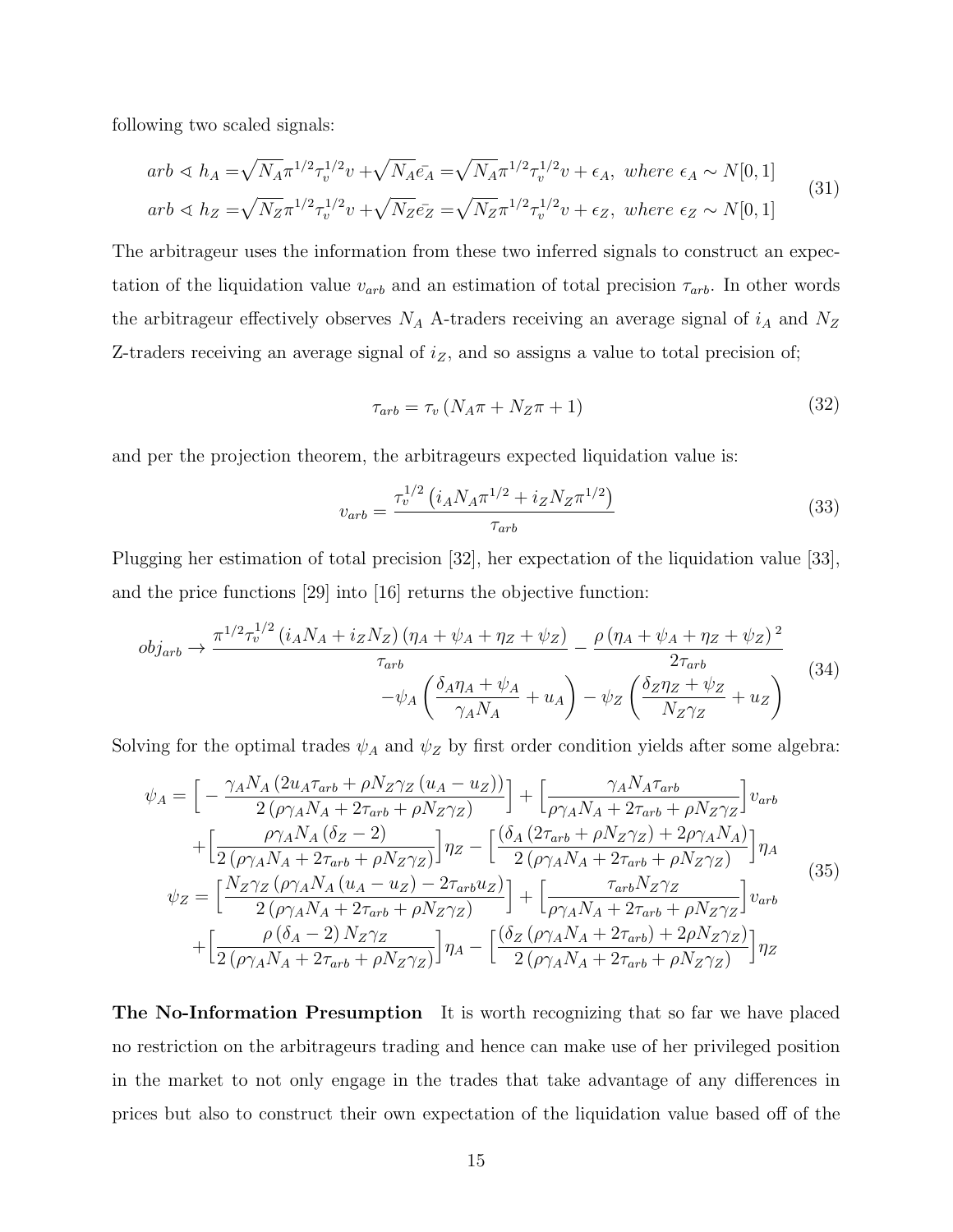following two scaled signals:

$$
\begin{aligned}
arb \lessdot h_A =& \sqrt{N_A}\pi^{1/2}\tau_v^{1/2}v + \sqrt{N_A}\bar{e_A} = \sqrt{N_A}\pi^{1/2}\tau_v^{1/2}v + \epsilon_A, \ where \ \epsilon_A \sim N[0,1] \\
arb \lessdot h_Z =& \sqrt{N_Z}\pi^{1/2}\tau_v^{1/2}v + \sqrt{N_Z}\bar{e_Z} = \sqrt{N_Z}\pi^{1/2}\tau_v^{1/2}v + \epsilon_Z, \ where \ \epsilon_Z \sim N[0,1]
\end{aligned}
\tag{31}
$$

The arbitrageur uses the information from these two inferred signals to construct an expectation of the liquidation value $v_{arb}$ and an estimation of total precision $\tau_{arb}$. In other words the arbitrageur effectively observes $N_A$ A-traders receiving an average signal of $i_A$ and $N_Z$ Z-traders receiving an average signal of $i_Z$, and so assigns a value to total precision of;

$$
\tau_{arb} = \tau_v \left(N_A\pi + N_Z\pi + 1\right) \tag{32}
$$

and per the projection theorem, the arbitrageurs expected liquidation value is:

$$
v_{arb} = \frac{\tau_v^{1/2}\left(i_A N_A \pi^{1/2} + i_Z N_Z \pi^{1/2}\right)}{\tau_{arb}} \tag{33}
$$

Plugging her estimation of total precision [32], her expectation of the liquidation value [33], and the price functions [29] into [16] returns the objective function:

$$
\begin{aligned}
obj_{arb} \rightarrow \frac{\pi^{1/2}\tau_v^{1/2}\left(i_A N_A + i_Z N_Z\right)\left(\eta_A + \psi_A + \eta_Z + \psi_Z\right)}{\tau_{arb}} - \frac{\rho\left(\eta_A + \psi_A + \eta_Z + \psi_Z\right)^2}{2\tau_{arb}} \\
-\psi_A\left(\frac{\delta_A\eta_A + \psi_A}{\gamma_A N_A} + u_A\right) - \psi_Z\left(\frac{\delta_Z\eta_Z + \psi_Z}{N_Z\gamma_Z} + u_Z\right)
\end{aligned}
\tag{34}
$$

Solving for the optimal trades $\psi_A$ and $\psi_Z$ by first order condition yields after some algebra:

$$
\begin{aligned}
\psi_A =& \Big[-\frac{\gamma_A N_A\left(2u_A\tau_{arb} + \rho N_Z\gamma_Z\left(u_A - u_Z\right)\right)}{2\left(\rho\gamma_A N_A + 2\tau_{arb} + \rho N_Z\gamma_Z\right)}\Big] + \Big[\frac{\gamma_A N_A\tau_{arb}}{\rho\gamma_A N_A + 2\tau_{arb} + \rho N_Z\gamma_Z}\Big]v_{arb} \\
&+\Big[\frac{\rho\gamma_A N_A\left(\delta_Z - 2\right)}{2\left(\rho\gamma_A N_A + 2\tau_{arb} + \rho N_Z\gamma_Z\right)}\Big]\eta_Z - \Big[\frac{\left(\delta_A\left(2\tau_{arb} + \rho N_Z\gamma_Z\right) + 2\rho\gamma_A N_A\right)}{2\left(\rho\gamma_A N_A + 2\tau_{arb} + \rho N_Z\gamma_Z\right)}\Big]\eta_A \\
\psi_Z =& \Big[\frac{N_Z\gamma_Z\left(\rho\gamma_A N_A\left(u_A - u_Z\right) - 2\tau_{arb}u_Z\right)}{2\left(\rho\gamma_A N_A + 2\tau_{arb} + \rho N_Z\gamma_Z\right)}\Big] + \Big[\frac{\tau_{arb}N_Z\gamma_Z}{\rho\gamma_A N_A + 2\tau_{arb} + \rho N_Z\gamma_Z}\Big]v_{arb} \\
&+\Big[\frac{\rho\left(\delta_A - 2\right)N_Z\gamma_Z}{2\left(\rho\gamma_A N_A + 2\tau_{arb} + \rho N_Z\gamma_Z\right)}\Big]\eta_A - \Big[\frac{\left(\delta_Z\left(\rho\gamma_A N_A + 2\tau_{arb}\right) + 2\rho N_Z\gamma_Z\right)}{2\left(\rho\gamma_A N_A + 2\tau_{arb} + \rho N_Z\gamma_Z\right)}\Big]\eta_Z
\end{aligned}
\tag{35}
$$

**The No-Information Presumption** It is worth recognizing that so far we have placed no restriction on the arbitrageurs trading and hence can make use of her privileged position in the market to not only engage in the trades that take advantage of any differences in prices but also to construct their own expectation of the liquidation value based off of the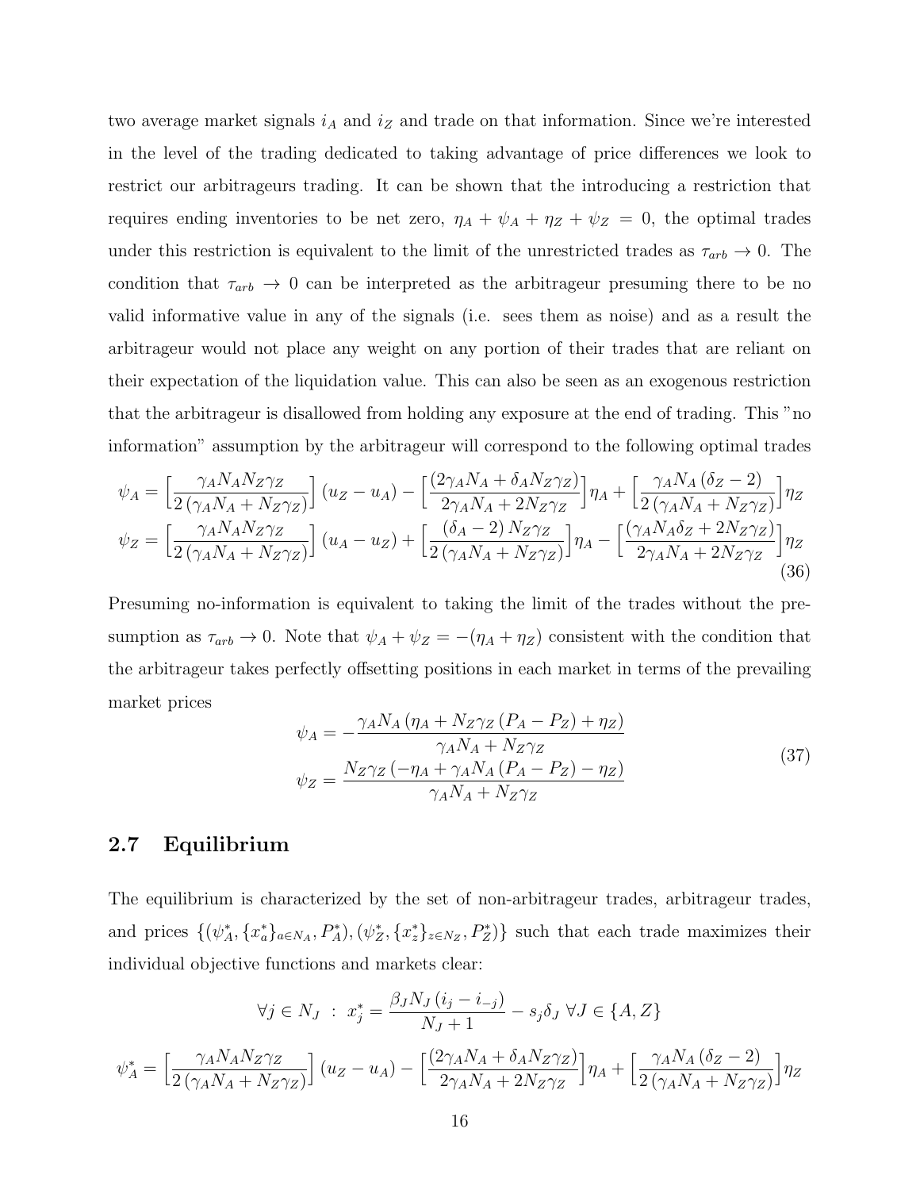two average market signals $i_A$ and $i_Z$ and trade on that information. Since we're interested in the level of the trading dedicated to taking advantage of price differences we look to restrict our arbitrageurs trading. It can be shown that the introducing a restriction that requires ending inventories to be net zero, $\eta_A + \psi_A + \eta_Z + \psi_Z = 0$, the optimal trades under this restriction is equivalent to the limit of the unrestricted trades as $\tau_{arb} \to 0$. The condition that $\tau_{arb} \to 0$ can be interpreted as the arbitrageur presuming there to be no valid informative value in any of the signals (i.e. sees them as noise) and as a result the arbitrageur would not place any weight on any portion of their trades that are reliant on their expectation of the liquidation value. This can also be seen as an exogenous restriction that the arbitrageur is disallowed from holding any exposure at the end of trading. This "no information" assumption by the arbitrageur will correspond to the following optimal trades

$$
\begin{aligned}
\psi_A &= \Big[\frac{\gamma_A N_A N_Z \gamma_Z}{2\left(\gamma_A N_A + N_Z \gamma_Z\right)}\Big]\left(u_Z - u_A\right) - \Big[\frac{\left(2\gamma_A N_A + \delta_A N_Z \gamma_Z\right)}{2\gamma_A N_A + 2N_Z\gamma_Z}\Big]\eta_A + \Big[\frac{\gamma_A N_A\left(\delta_Z - 2\right)}{2\left(\gamma_A N_A + N_Z\gamma_Z\right)}\Big]\eta_Z \\
\psi_Z &= \Big[\frac{\gamma_A N_A N_Z \gamma_Z}{2\left(\gamma_A N_A + N_Z \gamma_Z\right)}\Big]\left(u_A - u_Z\right) + \Big[\frac{\left(\delta_A - 2\right) N_Z\gamma_Z}{2\left(\gamma_A N_A + N_Z\gamma_Z\right)}\Big]\eta_A - \Big[\frac{\left(\gamma_A N_A \delta_Z + 2N_Z\gamma_Z\right)}{2\gamma_A N_A + 2N_Z\gamma_Z}\Big]\eta_Z
\end{aligned}
\tag{36}
$$

Presuming no-information is equivalent to taking the limit of the trades without the presumption as $\tau_{arb} \to 0$. Note that $\psi_A + \psi_Z = -(\eta_A + \eta_Z)$ consistent with the condition that the arbitrageur takes perfectly offsetting positions in each market in terms of the prevailing market prices

$$
\begin{aligned}
\psi_A &= -\frac{\gamma_A N_A\left(\eta_A + N_Z\gamma_Z\left(P_A - P_Z\right) + \eta_Z\right)}{\gamma_A N_A + N_Z\gamma_Z} \\
\psi_Z &= \frac{N_Z\gamma_Z\left(-\eta_A + \gamma_A N_A\left(P_A - P_Z\right) - \eta_Z\right)}{\gamma_A N_A + N_Z\gamma_Z}
\end{aligned}
\tag{37}
$$

### 2.7 Equilibrium

The equilibrium is characterized by the set of non-arbitrageur trades, arbitrageur trades, and prices $\{(\psi_A^*, \{x_a^*\}_{a\in N_A}, P_A^*), (\psi_Z^*, \{x_z^*\}_{z\in N_Z}, P_Z^*)\}$ such that each trade maximizes their individual objective functions and markets clear:

$$
\forall j \in N_J \;:\; x_j^* = \frac{\beta_J N_J\left(i_j - i_{-j}\right)}{N_J + 1} - s_j\delta_J \;\forall J \in \{A, Z\}
$$

$$
\psi_A^* = \Big[\frac{\gamma_A N_A N_Z \gamma_Z}{2\left(\gamma_A N_A + N_Z \gamma_Z\right)}\Big]\left(u_Z - u_A\right) - \Big[\frac{\left(2\gamma_A N_A + \delta_A N_Z \gamma_Z\right)}{2\gamma_A N_A + 2N_Z\gamma_Z}\Big]\eta_A + \Big[\frac{\gamma_A N_A\left(\delta_Z - 2\right)}{2\left(\gamma_A N_A + N_Z\gamma_Z\right)}\Big]\eta_Z
$$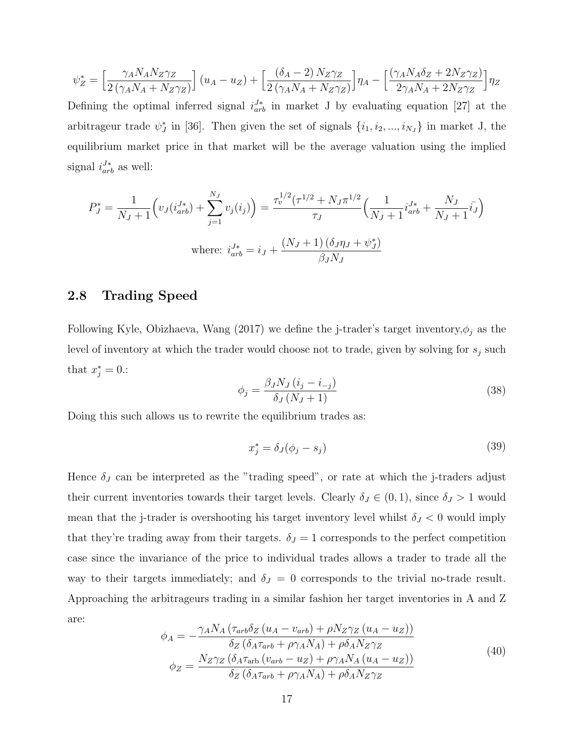$$\psi_Z^* = \Big[\frac{\gamma_A N_A N_Z \gamma_Z}{2\left(\gamma_A N_A + N_Z\gamma_Z\right)}\Big]\left(u_A - u_Z\right) + \Big[\frac{\left(\delta_A - 2\right) N_Z \gamma_Z}{2\left(\gamma_A N_A + N_Z\gamma_Z\right)}\Big]\eta_A - \Big[\frac{\left(\gamma_A N_A \delta_Z + 2 N_Z \gamma_Z\right)}{2\gamma_A N_A + 2 N_Z \gamma_Z}\Big]\eta_Z$$

Defining the optimal inferred signal $i_{arb}^{J*}$ in market J by evaluating equation [27] at the arbitrageur trade $\psi_J^*$ in [36]. Then given the set of signals $\{i_1, i_2, ..., i_{N_J}\}$ in market J, the equilibrium market price in that market will be the average valuation using the implied signal $i_{arb}^{J*}$ as well:

$$P_J^* = \frac{1}{N_J+1}\Big(v_J(i_{arb}^{J*}) + \sum_{j=1}^{N_J} v_j(i_j)\Big) = \frac{\tau_v^{1/2}(\tau^{1/2} + N_J \pi^{1/2}}{\tau_J}\Big(\frac{1}{N_J+1} i_{arb}^{J*} + \frac{N_J}{N_J+1}\bar{i_J}\Big)$$

$$\text{where: } i_{arb}^{J*} = i_J + \frac{\left(N_J+1\right)\left(\delta_J \eta_J + \psi_J^*\right)}{\beta_J N_J}$$

## 2.8 Trading Speed

Following Kyle, Obizhaeva, Wang (2017) we define the j-trader's target inventory,$\phi_j$ as the level of inventory at which the trader would choose not to trade, given by solving for $s_j$ such that $x_j^* = 0$.:

$$\phi_j = \frac{\beta_J N_J \left(i_j - i_{-j}\right)}{\delta_J \left(N_J + 1\right)} \tag{38}$$

Doing this such allows us to rewrite the equilibrium trades as:

$$x_j^* = \delta_J(\phi_j - s_j) \tag{39}$$

Hence $\delta_J$ can be interpreted as the "trading speed", or rate at which the j-traders adjust their current inventories towards their target levels. Clearly $\delta_J \in (0,1)$, since $\delta_J > 1$ would mean that the j-trader is overshooting his target inventory level whilst $\delta_J < 0$ would imply that they're trading away from their targets. $\delta_J = 1$ corresponds to the perfect competition case since the invariance of the price to individual trades allows a trader to trade all the way to their targets immediately; and $\delta_J = 0$ corresponds to the trivial no-trade result. Approaching the arbitrageurs trading in a similar fashion her target inventories in A and Z are:

$$\begin{aligned}
\phi_A &= -\frac{\gamma_A N_A \left(\tau_{arb}\delta_Z \left(u_A - v_{arb}\right) + \rho N_Z \gamma_Z \left(u_A - u_Z\right)\right)}{\delta_Z \left(\delta_A \tau_{arb} + \rho\gamma_A N_A\right) + \rho\delta_A N_Z \gamma_Z} \\
\phi_Z &= \frac{N_Z \gamma_Z \left(\delta_A \tau_{\text{arb}} \left(v_{arb} - u_Z\right) + \rho\gamma_A N_A \left(u_A - u_Z\right)\right)}{\delta_Z \left(\delta_A \tau_{arb} + \rho\gamma_A N_A\right) + \rho\delta_A N_Z \gamma_Z}
\end{aligned} \tag{40}$$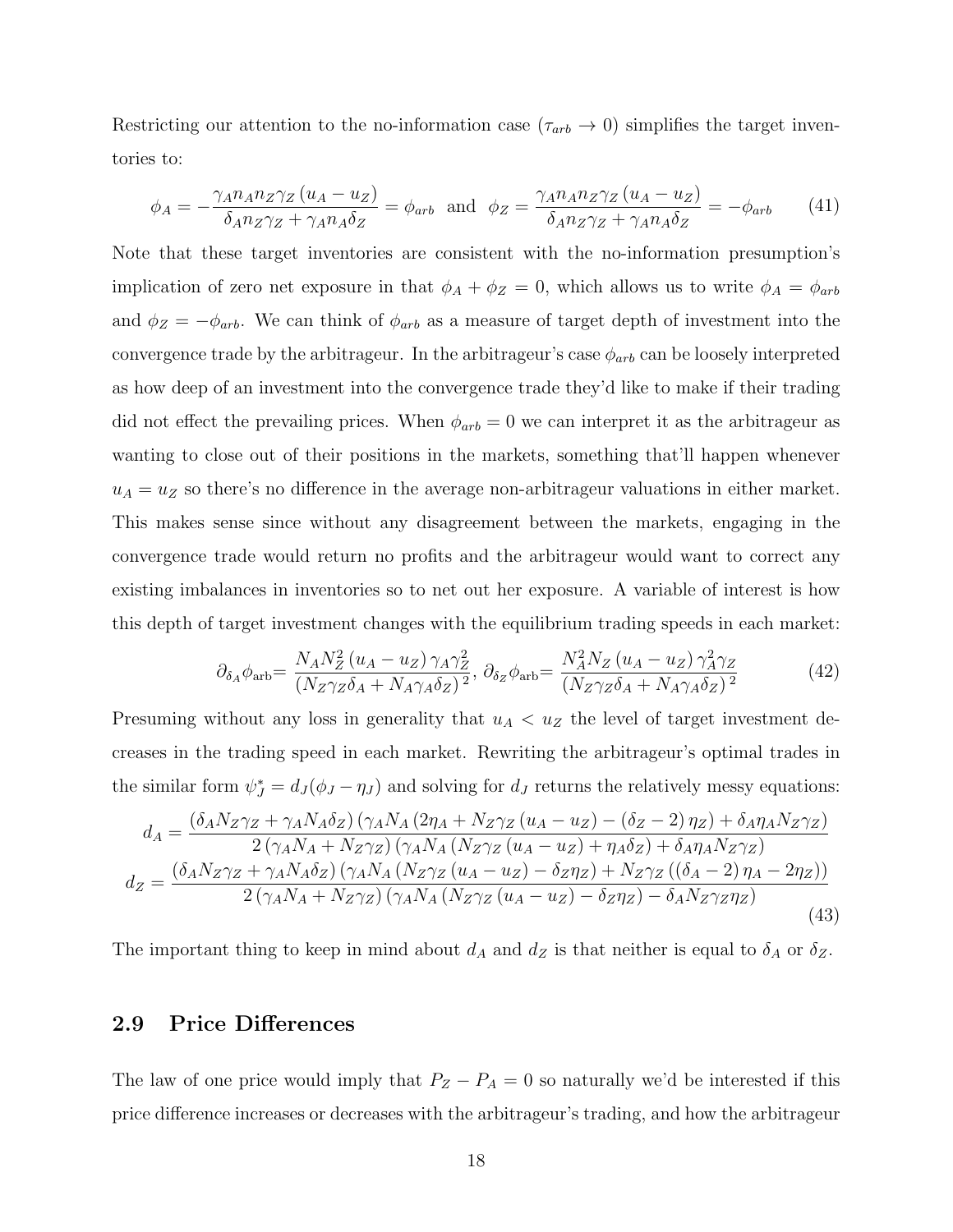Restricting our attention to the no-information case ($\tau_{arb} \to 0$) simplifies the target inventories to:

$$\phi_A = -\frac{\gamma_A n_A n_Z \gamma_Z (u_A - u_Z)}{\delta_A n_Z \gamma_Z + \gamma_A n_A \delta_Z} = \phi_{arb} \text{ and } \phi_Z = \frac{\gamma_A n_A n_Z \gamma_Z (u_A - u_Z)}{\delta_A n_Z \gamma_Z + \gamma_A n_A \delta_Z} = -\phi_{arb} \tag{41}$$

Note that these target inventories are consistent with the no-information presumption's implication of zero net exposure in that $\phi_A + \phi_Z = 0$, which allows us to write $\phi_A = \phi_{arb}$ and $\phi_Z = -\phi_{arb}$. We can think of $\phi_{arb}$ as a measure of target depth of investment into the convergence trade by the arbitrageur. In the arbitrageur's case $\phi_{arb}$ can be loosely interpreted as how deep of an investment into the convergence trade they'd like to make if their trading did not effect the prevailing prices. When $\phi_{arb} = 0$ we can interpret it as the arbitrageur as wanting to close out of their positions in the markets, something that'll happen whenever $u_A = u_Z$ so there's no difference in the average non-arbitrageur valuations in either market. This makes sense since without any disagreement between the markets, engaging in the convergence trade would return no profits and the arbitrageur would want to correct any existing imbalances in inventories so to net out her exposure. A variable of interest is how this depth of target investment changes with the equilibrium trading speeds in each market:

$$\partial_{\delta_A}\phi_{\text{arb}} = \frac{N_A N_Z^2 (u_A - u_Z) \gamma_A \gamma_Z^2}{(N_Z \gamma_Z \delta_A + N_A \gamma_A \delta_Z)^2},\ \partial_{\delta_Z}\phi_{\text{arb}} = \frac{N_A^2 N_Z (u_A - u_Z) \gamma_A^2 \gamma_Z}{(N_Z \gamma_Z \delta_A + N_A \gamma_A \delta_Z)^2} \tag{42}$$

Presuming without any loss in generality that $u_A < u_Z$ the level of target investment decreases in the trading speed in each market. Rewriting the arbitrageur's optimal trades in the similar form $\psi_J^* = d_J(\phi_J - \eta_J)$ and solving for $d_J$ returns the relatively messy equations:

$$d_A = \frac{(\delta_A N_Z \gamma_Z + \gamma_A N_A \delta_Z)(\gamma_A N_A (2\eta_A + N_Z \gamma_Z (u_A - u_Z) - (\delta_Z - 2)\eta_Z) + \delta_A \eta_A N_Z \gamma_Z)}{2(\gamma_A N_A + N_Z \gamma_Z)(\gamma_A N_A (N_Z \gamma_Z (u_A - u_Z) + \eta_A \delta_Z) + \delta_A \eta_A N_Z \gamma_Z)}$$
$$d_Z = \frac{(\delta_A N_Z \gamma_Z + \gamma_A N_A \delta_Z)(\gamma_A N_A (N_Z \gamma_Z (u_A - u_Z) - \delta_Z \eta_Z) + N_Z \gamma_Z ((\delta_A - 2)\eta_A - 2\eta_Z))}{2(\gamma_A N_A + N_Z \gamma_Z)(\gamma_A N_A (N_Z \gamma_Z (u_A - u_Z) - \delta_Z \eta_Z) - \delta_A N_Z \gamma_Z \eta_Z)} \tag{43}$$

The important thing to keep in mind about $d_A$ and $d_Z$ is that neither is equal to $\delta_A$ or $\delta_Z$.

## 2.9 Price Differences

The law of one price would imply that $P_Z - P_A = 0$ so naturally we'd be interested if this price difference increases or decreases with the arbitrageur's trading, and how the arbitrageur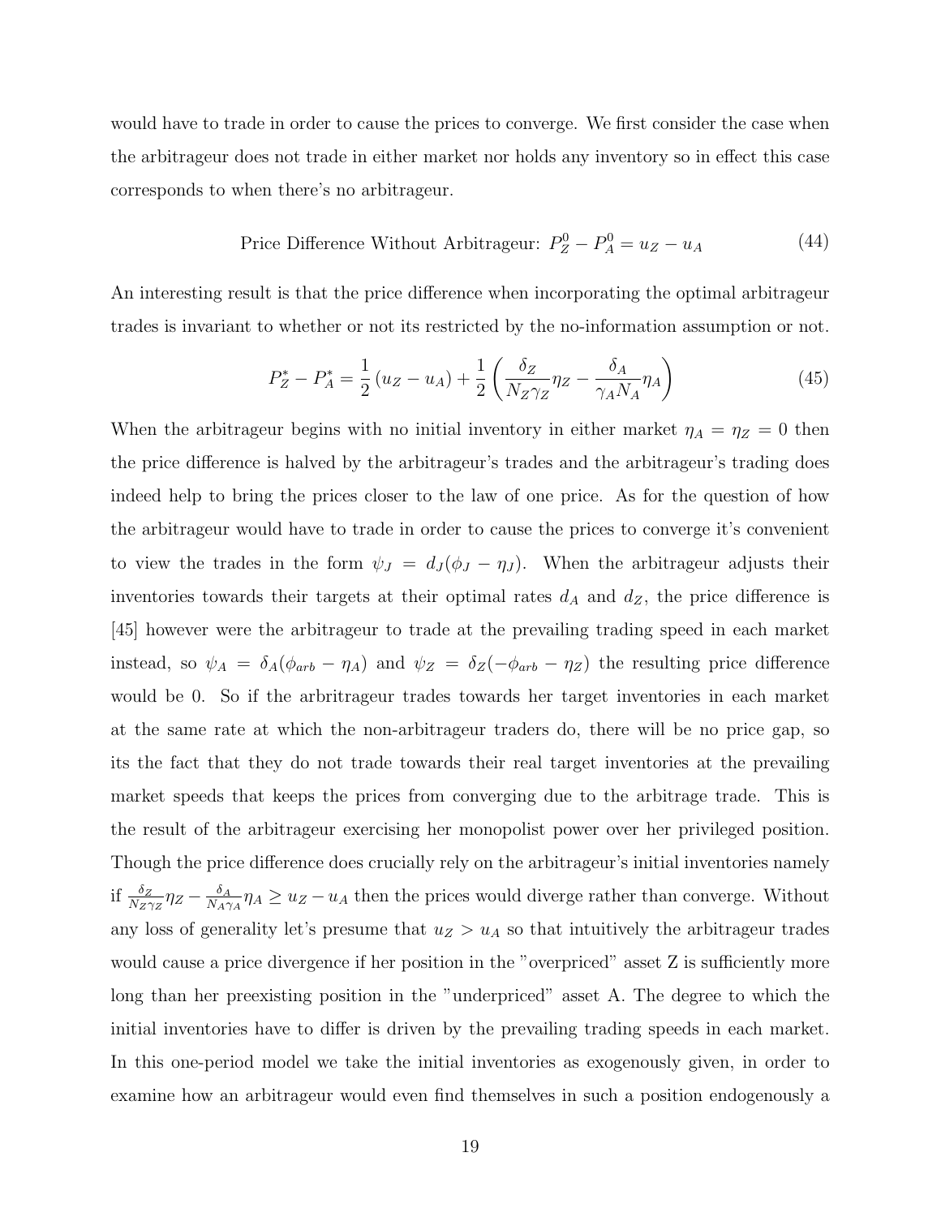would have to trade in order to cause the prices to converge. We first consider the case when the arbitrageur does not trade in either market nor holds any inventory so in effect this case corresponds to when there's no arbitrageur.

$$\text{Price Difference Without Arbitrageur: } P_Z^0 - P_A^0 = u_Z - u_A \tag{44}$$

An interesting result is that the price difference when incorporating the optimal arbitrageur trades is invariant to whether or not its restricted by the no-information assumption or not.

$$P_Z^* - P_A^* = \frac{1}{2}\left(u_Z - u_A\right) + \frac{1}{2}\left(\frac{\delta_Z}{N_Z \gamma_Z}\eta_Z - \frac{\delta_A}{\gamma_A N_A}\eta_A\right) \tag{45}$$

When the arbitrageur begins with no initial inventory in either market $\eta_A = \eta_Z = 0$ then the price difference is halved by the arbitrageur's trades and the arbitrageur's trading does indeed help to bring the prices closer to the law of one price. As for the question of how the arbitrageur would have to trade in order to cause the prices to converge it's convenient to view the trades in the form $\psi_J = d_J(\phi_J - \eta_J)$. When the arbitrageur adjusts their inventories towards their targets at their optimal rates $d_A$ and $d_Z$, the price difference is [45] however were the arbitrageur to trade at the prevailing trading speed in each market instead, so $\psi_A = \delta_A(\phi_{arb} - \eta_A)$ and $\psi_Z = \delta_Z(-\phi_{arb} - \eta_Z)$ the resulting price difference would be 0. So if the arbritrageur trades towards her target inventories in each market at the same rate at which the non-arbitrageur traders do, there will be no price gap, so its the fact that they do not trade towards their real target inventories at the prevailing market speeds that keeps the prices from converging due to the arbitrage trade. This is the result of the arbitrageur exercising her monopolist power over her privileged position. Though the price difference does crucially rely on the arbitrageur's initial inventories namely if $\frac{\delta_Z}{N_Z \gamma_Z}\eta_Z - \frac{\delta_A}{N_A \gamma_A}\eta_A \geq u_Z - u_A$ then the prices would diverge rather than converge. Without any loss of generality let's presume that $u_Z > u_A$ so that intuitively the arbitrageur trades would cause a price divergence if her position in the "overpriced" asset Z is sufficiently more long than her preexisting position in the "underpriced" asset A. The degree to which the initial inventories have to differ is driven by the prevailing trading speeds in each market. In this one-period model we take the initial inventories as exogenously given, in order to examine how an arbitrageur would even find themselves in such a position endogenously a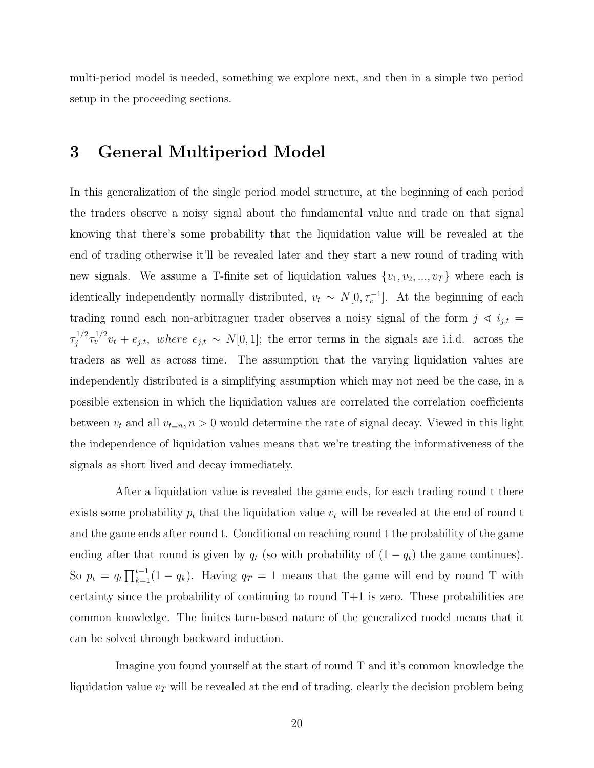multi-period model is needed, something we explore next, and then in a simple two period setup in the proceeding sections.

# 3 General Multiperiod Model

In this generalization of the single period model structure, at the beginning of each period the traders observe a noisy signal about the fundamental value and trade on that signal knowing that there's some probability that the liquidation value will be revealed at the end of trading otherwise it'll be revealed later and they start a new round of trading with new signals. We assume a T-finite set of liquidation values $\{v_1, v_2, ..., v_T\}$ where each is identically independently normally distributed, $v_t \sim N[0, \tau_v^{-1}]$. At the beginning of each trading round each non-arbitraguer trader observes a noisy signal of the form $j \lessdot i_{j,t} = \tau_j^{1/2}\tau_v^{1/2}v_t + e_{j,t},\ where\ e_{j,t} \sim N[0,1]$; the error terms in the signals are i.i.d. across the traders as well as across time. The assumption that the varying liquidation values are independently distributed is a simplifying assumption which may not need be the case, in a possible extension in which the liquidation values are correlated the correlation coefficients between $v_t$ and all $v_{t=n}, n > 0$ would determine the rate of signal decay. Viewed in this light the independence of liquidation values means that we're treating the informativeness of the signals as short lived and decay immediately.

After a liquidation value is revealed the game ends, for each trading round t there exists some probability $p_t$ that the liquidation value $v_t$ will be revealed at the end of round t and the game ends after round t. Conditional on reaching round t the probability of the game ending after that round is given by $q_t$ (so with probability of $(1 - q_t)$ the game continues). So $p_t = q_t \prod_{k=1}^{t-1}(1 - q_k)$. Having $q_T = 1$ means that the game will end by round T with certainty since the probability of continuing to round T+1 is zero. These probabilities are common knowledge. The finites turn-based nature of the generalized model means that it can be solved through backward induction.

Imagine you found yourself at the start of round T and it's common knowledge the liquidation value $v_T$ will be revealed at the end of trading, clearly the decision problem being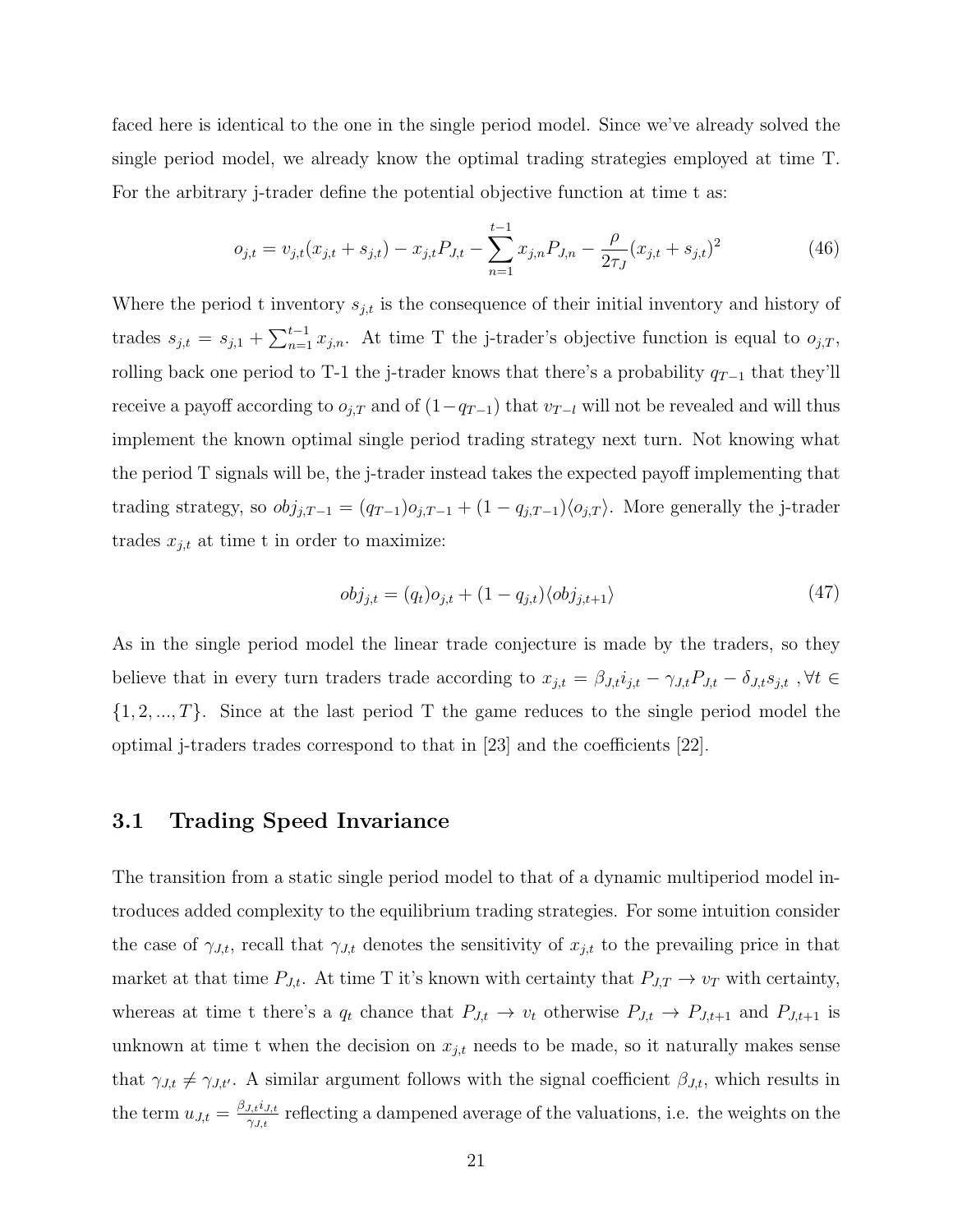faced here is identical to the one in the single period model. Since we've already solved the single period model, we already know the optimal trading strategies employed at time T. For the arbitrary j-trader define the potential objective function at time t as:

$$o_{j,t} = v_{j,t}(x_{j,t} + s_{j,t}) - x_{j,t}P_{J,t} - \sum_{n=1}^{t-1} x_{j,n}P_{J,n} - \frac{\rho}{2\tau_J}(x_{j,t} + s_{j,t})^2 \tag{46}$$

Where the period t inventory $s_{j,t}$ is the consequence of their initial inventory and history of trades $s_{j,t} = s_{j,1} + \sum_{n=1}^{t-1} x_{j,n}$. At time T the j-trader's objective function is equal to $o_{j,T}$, rolling back one period to T-1 the j-trader knows that there's a probability $q_{T-1}$ that they'll receive a payoff according to $o_{j,T}$ and of $(1-q_{T-1})$ that $v_{T-l}$ will not be revealed and will thus implement the known optimal single period trading strategy next turn. Not knowing what the period T signals will be, the j-trader instead takes the expected payoff implementing that trading strategy, so $obj_{j,T-1} = (q_{T-1})o_{j,T-1} + (1 - q_{j,T-1})\langle o_{j,T} \rangle$. More generally the j-trader trades $x_{j,t}$ at time t in order to maximize:

$$obj_{j,t} = (q_t)o_{j,t} + (1 - q_{j,t})\langle obj_{j,t+1} \rangle \tag{47}$$

As in the single period model the linear trade conjecture is made by the traders, so they believe that in every turn traders trade according to $x_{j,t} = \beta_{J,t}i_{j,t} - \gamma_{J,t}P_{J,t} - \delta_{J,t}s_{j,t}$ $, \forall t \in \{1, 2, ..., T\}$. Since at the last period T the game reduces to the single period model the optimal j-traders trades correspond to that in [23] and the coefficients [22].

## 3.1 Trading Speed Invariance

The transition from a static single period model to that of a dynamic multiperiod model introduces added complexity to the equilibrium trading strategies. For some intuition consider the case of $\gamma_{J,t}$, recall that $\gamma_{J,t}$ denotes the sensitivity of $x_{j,t}$ to the prevailing price in that market at that time $P_{J,t}$. At time T it's known with certainty that $P_{J,T} \to v_T$ with certainty, whereas at time t there's a $q_t$ chance that $P_{J,t} \to v_t$ otherwise $P_{J,t} \to P_{J,t+1}$ and $P_{J,t+1}$ is unknown at time t when the decision on $x_{j,t}$ needs to be made, so it naturally makes sense that $\gamma_{J,t} \neq \gamma_{J,t'}$. A similar argument follows with the signal coefficient $\beta_{J,t}$, which results in the term $u_{J,t} = \frac{\beta_{J,t}i_{J,t}}{\gamma_{J,t}}$ reflecting a dampened average of the valuations, i.e. the weights on the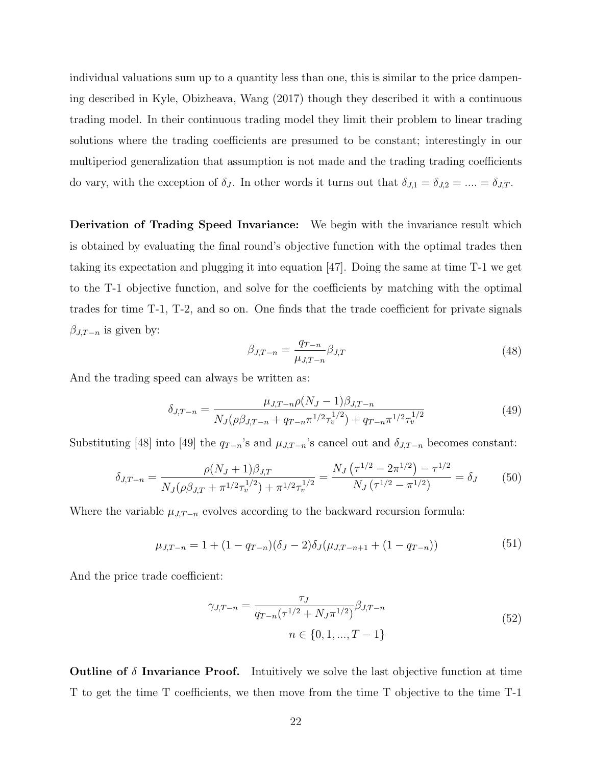individual valuations sum up to a quantity less than one, this is similar to the price dampening described in Kyle, Obizheava, Wang (2017) though they described it with a continuous trading model. In their continuous trading model they limit their problem to linear trading solutions where the trading coefficients are presumed to be constant; interestingly in our multiperiod generalization that assumption is not made and the trading trading coefficients do vary, with the exception of $\delta_J$. In other words it turns out that $\delta_{J,1} = \delta_{J,2} = .... = \delta_{J,T}$.

**Derivation of Trading Speed Invariance:** We begin with the invariance result which is obtained by evaluating the final round's objective function with the optimal trades then taking its expectation and plugging it into equation [47]. Doing the same at time T-1 we get to the T-1 objective function, and solve for the coefficients by matching with the optimal trades for time T-1, T-2, and so on. One finds that the trade coefficient for private signals $\beta_{J,T-n}$ is given by:

$$\beta_{J,T-n} = \frac{q_{T-n}}{\mu_{J,T-n}}\beta_{J,T} \tag{48}$$

And the trading speed can always be written as:

$$\delta_{J,T-n} = \frac{\mu_{J,T-n}\rho(N_J - 1)\beta_{J,T-n}}{N_J(\rho\beta_{J,T-n} + q_{T-n}\pi^{1/2}\tau_v^{1/2}) + q_{T-n}\pi^{1/2}\tau_v^{1/2}} \tag{49}$$

Substituting [48] into [49] the $q_{T-n}$'s and $\mu_{J,T-n}$'s cancel out and $\delta_{J,T-n}$ becomes constant:

$$\delta_{J,T-n} = \frac{\rho(N_J + 1)\beta_{J,T}}{N_J(\rho\beta_{J,T} + \pi^{1/2}\tau_v^{1/2}) + \pi^{1/2}\tau_v^{1/2}} = \frac{N_J\left(\tau^{1/2} - 2\pi^{1/2}\right) - \tau^{1/2}}{N_J\left(\tau^{1/2} - \pi^{1/2}\right)} = \delta_J \tag{50}$$

Where the variable $\mu_{J,T-n}$ evolves according to the backward recursion formula:

$$\mu_{J,T-n} = 1 + (1 - q_{T-n})(\delta_J - 2)\delta_J(\mu_{J,T-n+1} + (1 - q_{T-n})) \tag{51}$$

And the price trade coefficient:

$$\gamma_{J,T-n} = \frac{\tau_J}{q_{T-n}(\tau^{1/2} + N_J\pi^{1/2})}\beta_{J,T-n} \qquad n \in \{0, 1, ..., T-1\} \tag{52}$$

**Outline of $\delta$ Invariance Proof.** Intuitively we solve the last objective function at time T to get the time T coefficients, we then move from the time T objective to the time T-1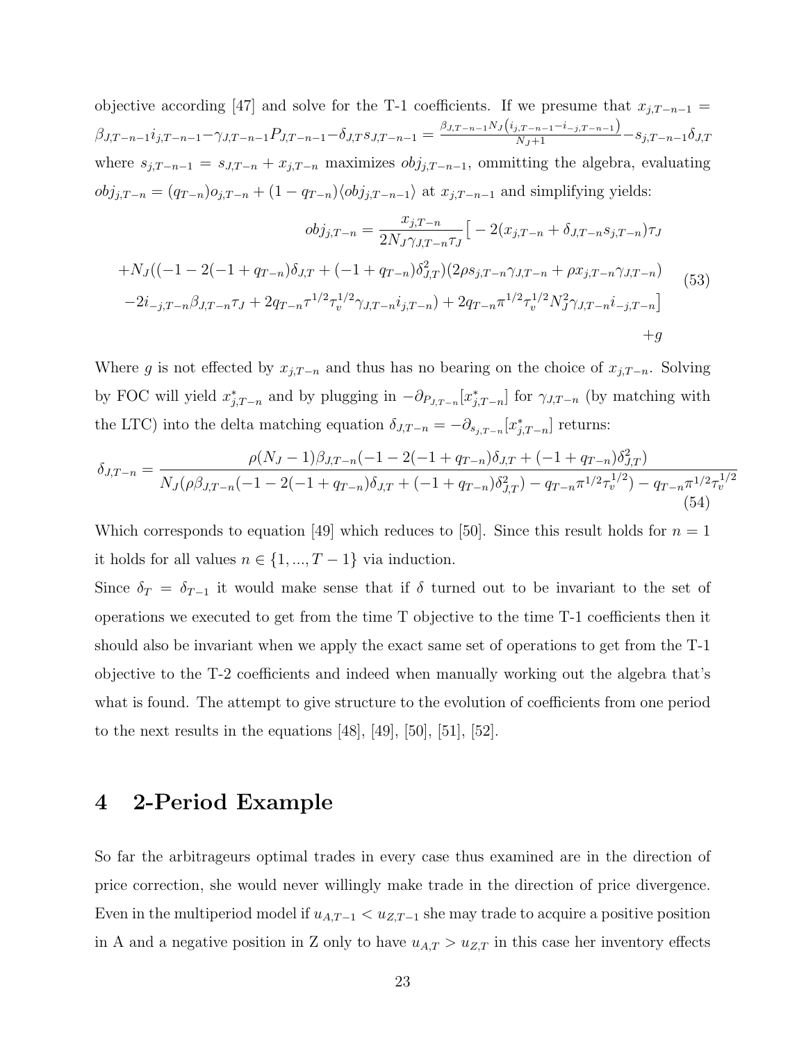objective according [47] and solve for the T-1 coefficients. If we presume that $x_{j,T-n-1} = \beta_{J,T-n-1} i_{j,T-n-1} - \gamma_{J,T-n-1} P_{J,T-n-1} - \delta_{J,T} s_{J,T-n-1} = \frac{\beta_{J,T-n-1} N_J (i_{j,T-n-1} - i_{-j,T-n-1})}{N_J+1} - s_{j,T-n-1}\delta_{J,T}$ where $s_{j,T-n-1} = s_{J,T-n} + x_{j,T-n}$ maximizes $obj_{j,T-n-1}$, ommitting the algebra, evaluating $obj_{j,T-n} = (q_{T-n}) o_{j,T-n} + (1 - q_{T-n})\langle obj_{j,T-n-1}\rangle$ at $x_{j,T-n-1}$ and simplifying yields:

$$
\begin{aligned}
obj_{j,T-n} = \frac{x_{j,T-n}}{2N_J \gamma_{J,T-n}\tau_J}\big[ &-2(x_{j,T-n} + \delta_{J,T-n} s_{j,T-n})\tau_J \\
+N_J((-1 - 2(-1 + q_{T-n})\delta_{J,T} &+ (-1 + q_{T-n})\delta_{J,T}^2)(2\rho s_{j,T-n}\gamma_{J,T-n} + \rho x_{j,T-n}\gamma_{J,T-n}) \\
-2 i_{-j,T-n}\beta_{J,T-n}\tau_J + 2 q_{T-n}\tau^{1/2}\tau_v^{1/2}\gamma_{J,T-n} i_{j,T-n}) &+ 2 q_{T-n}\pi^{1/2}\tau_v^{1/2} N_J^2 \gamma_{J,T-n} i_{-j,T-n}\big] \\
&+g
\end{aligned}
\tag{53}
$$

Where $g$ is not effected by $x_{j,T-n}$ and thus has no bearing on the choice of $x_{j,T-n}$. Solving by FOC will yield $x^*_{j,T-n}$ and by plugging in $-\partial_{P_{J,T-n}}[x^*_{j,T-n}]$ for $\gamma_{J,T-n}$ (by matching with the LTC) into the delta matching equation $\delta_{J,T-n} = -\partial_{s_{j,T-n}}[x^*_{j,T-n}]$ returns:

$$
\delta_{J,T-n} = \frac{\rho(N_J - 1)\beta_{J,T-n}(-1 - 2(-1 + q_{T-n})\delta_{J,T} + (-1 + q_{T-n})\delta_{J,T}^2)}{N_J(\rho\beta_{J,T-n}(-1 - 2(-1 + q_{T-n})\delta_{J,T} + (-1 + q_{T-n})\delta_{J,T}^2) - q_{T-n}\pi^{1/2}\tau_v^{1/2}) - q_{T-n}\pi^{1/2}\tau_v^{1/2}}
\tag{54}
$$

Which corresponds to equation [49] which reduces to [50]. Since this result holds for $n = 1$ it holds for all values $n \in \{1, ..., T-1\}$ via induction.

Since $\delta_T = \delta_{T-1}$ it would make sense that if $\delta$ turned out to be invariant to the set of operations we executed to get from the time T objective to the time T-1 coefficients then it should also be invariant when we apply the exact same set of operations to get from the T-1 objective to the T-2 coefficients and indeed when manually working out the algebra that's what is found. The attempt to give structure to the evolution of coefficients from one period to the next results in the equations [48], [49], [50], [51], [52].

# 4 2-Period Example

So far the arbitrageurs optimal trades in every case thus examined are in the direction of price correction, she would never willingly make trade in the direction of price divergence. Even in the multiperiod model if $u_{A,T-1} < u_{Z,T-1}$ she may trade to acquire a positive position in A and a negative position in Z only to have $u_{A,T} > u_{Z,T}$ in this case her inventory effects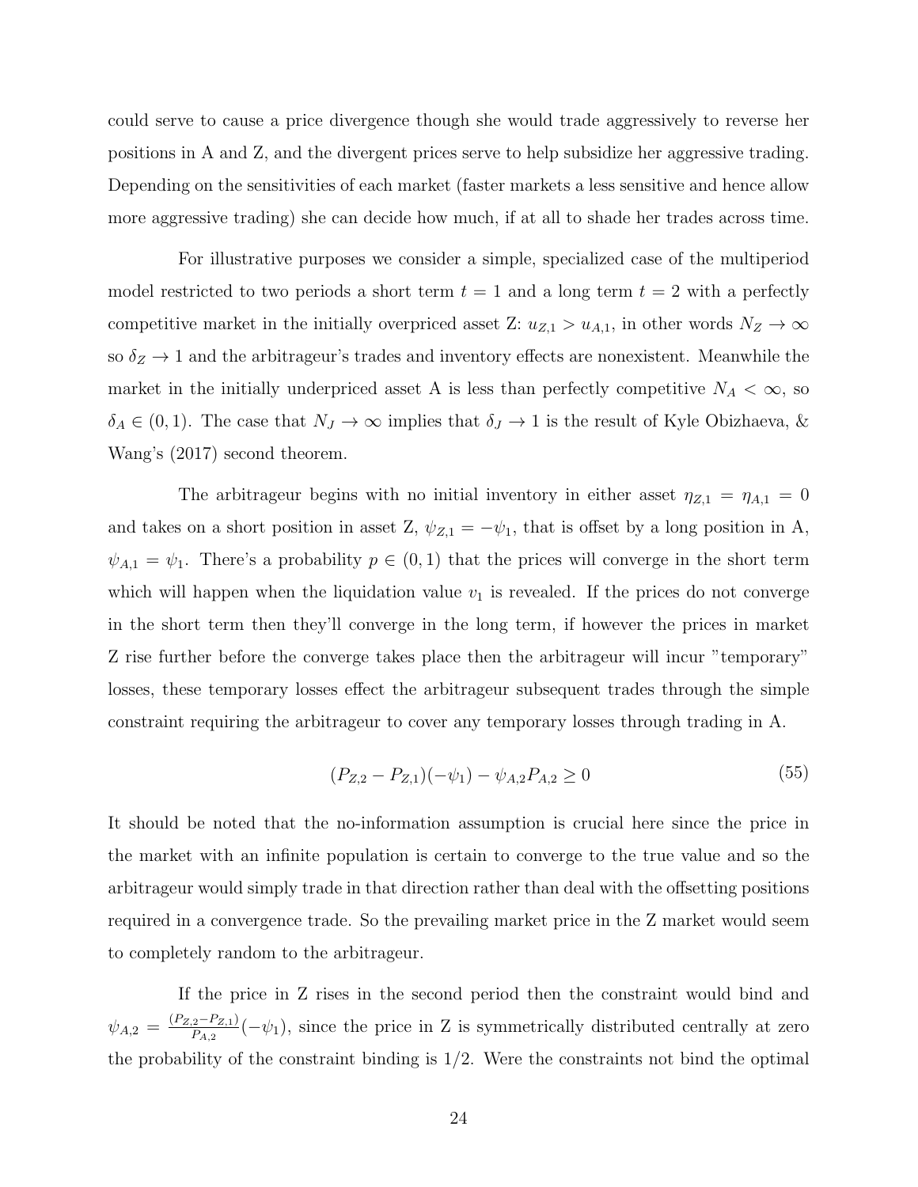could serve to cause a price divergence though she would trade aggressively to reverse her positions in A and Z, and the divergent prices serve to help subsidize her aggressive trading. Depending on the sensitivities of each market (faster markets a less sensitive and hence allow more aggressive trading) she can decide how much, if at all to shade her trades across time.

For illustrative purposes we consider a simple, specialized case of the multiperiod model restricted to two periods a short term $t = 1$ and a long term $t = 2$ with a perfectly competitive market in the initially overpriced asset Z: $u_{Z,1} > u_{A,1}$, in other words $N_Z \to \infty$ so $\delta_Z \to 1$ and the arbitrageur's trades and inventory effects are nonexistent. Meanwhile the market in the initially underpriced asset A is less than perfectly competitive $N_A < \infty$, so $\delta_A \in (0, 1)$. The case that $N_J \to \infty$ implies that $\delta_J \to 1$ is the result of Kyle Obizhaeva, & Wang's (2017) second theorem.

The arbitrageur begins with no initial inventory in either asset $\eta_{Z,1} = \eta_{A,1} = 0$ and takes on a short position in asset Z, $\psi_{Z,1} = -\psi_1$, that is offset by a long position in A, $\psi_{A,1} = \psi_1$. There's a probability $p \in (0, 1)$ that the prices will converge in the short term which will happen when the liquidation value $v_1$ is revealed. If the prices do not converge in the short term then they'll converge in the long term, if however the prices in market Z rise further before the converge takes place then the arbitrageur will incur "temporary" losses, these temporary losses effect the arbitrageur subsequent trades through the simple constraint requiring the arbitrageur to cover any temporary losses through trading in A.

$$(P_{Z,2} - P_{Z,1})(-\psi_1) - \psi_{A,2} P_{A,2} \geq 0 \tag{55}$$

It should be noted that the no-information assumption is crucial here since the price in the market with an infinite population is certain to converge to the true value and so the arbitrageur would simply trade in that direction rather than deal with the offsetting positions required in a convergence trade. So the prevailing market price in the Z market would seem to completely random to the arbitrageur.

If the price in Z rises in the second period then the constraint would bind and $\psi_{A,2} = \frac{(P_{Z,2} - P_{Z,1})}{P_{A,2}}(-\psi_1)$, since the price in Z is symmetrically distributed centrally at zero the probability of the constraint binding is 1/2. Were the constraints not bind the optimal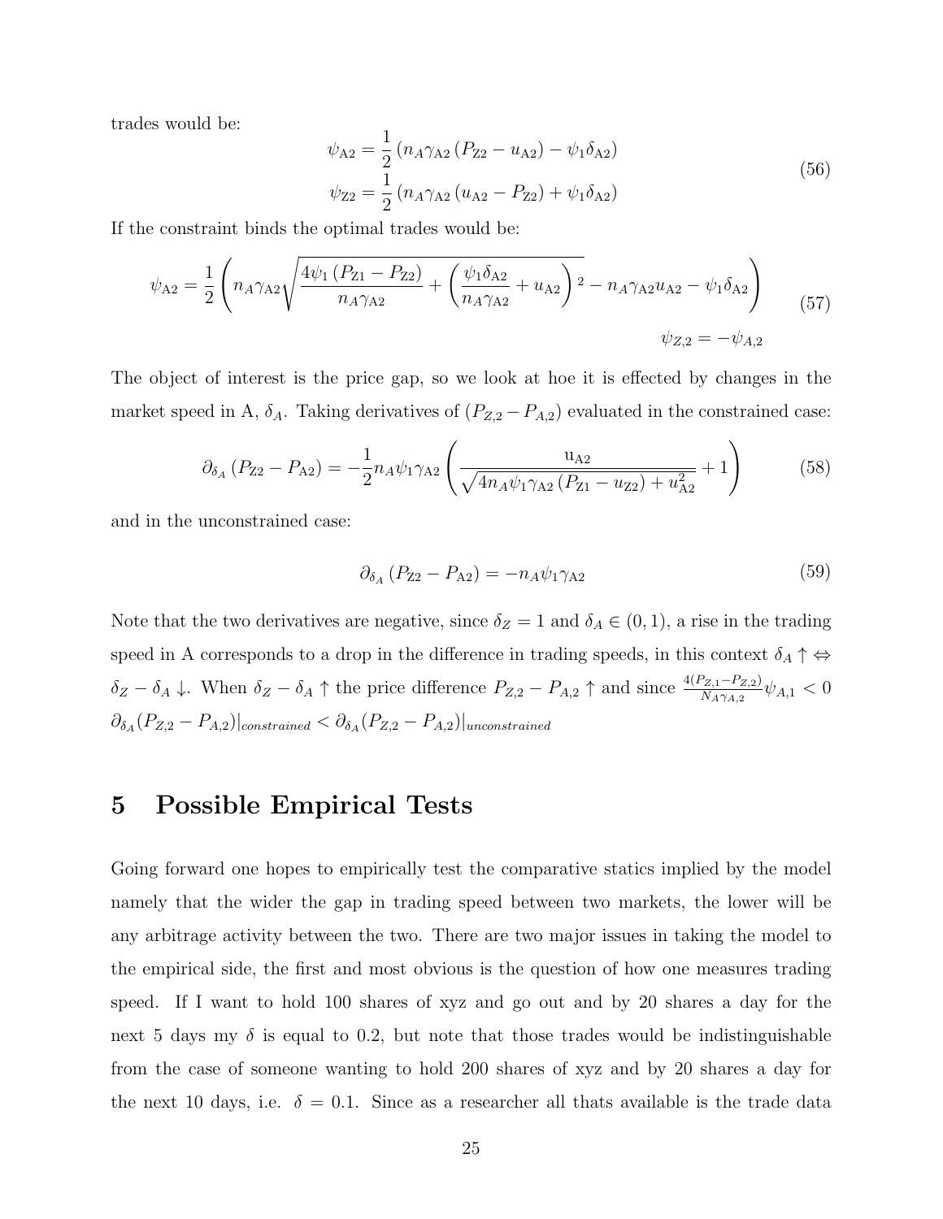trades would be:

$$
\begin{aligned}
\psi_{\mathrm{A2}} &= \frac{1}{2}\left(n_A \gamma_{\mathrm{A2}}\left(P_{\mathrm{Z2}} - u_{\mathrm{A2}}\right) - \psi_1 \delta_{\mathrm{A2}}\right) \\
\psi_{\mathrm{Z2}} &= \frac{1}{2}\left(n_A \gamma_{\mathrm{A2}}\left(u_{\mathrm{A2}} - P_{\mathrm{Z2}}\right) + \psi_1 \delta_{\mathrm{A2}}\right)
\end{aligned}
\tag{56}
$$

If the constraint binds the optimal trades would be:

$$
\psi_{\mathrm{A2}} = \frac{1}{2}\left(n_A \gamma_{\mathrm{A2}} \sqrt{\frac{4\psi_1\left(P_{\mathrm{Z1}} - P_{\mathrm{Z2}}\right)}{n_A \gamma_{\mathrm{A2}}} + \left(\frac{\psi_1 \delta_{\mathrm{A2}}}{n_A \gamma_{\mathrm{A2}}} + u_{\mathrm{A2}}\right)^2} - n_A \gamma_{\mathrm{A2}} u_{\mathrm{A2}} - \psi_1 \delta_{\mathrm{A2}}\right)
$$

$$
\psi_{Z,2} = -\psi_{A,2} \tag{57}
$$

The object of interest is the price gap, so we look at hoe it is effected by changes in the market speed in A, $\delta_A$. Taking derivatives of $(P_{Z,2} - P_{A,2})$ evaluated in the constrained case:

$$
\partial_{\delta_A}\left(P_{\mathrm{Z2}} - P_{\mathrm{A2}}\right) = -\frac{1}{2} n_A \psi_1 \gamma_{\mathrm{A2}}\left(\frac{\mathrm{u}_{\mathrm{A2}}}{\sqrt{4 n_A \psi_1 \gamma_{\mathrm{A2}}\left(P_{\mathrm{Z1}} - u_{\mathrm{Z2}}\right) + u_{\mathrm{A2}}^2}} + 1\right) \tag{58}
$$

and in the unconstrained case:

$$
\partial_{\delta_A}\left(P_{\mathrm{Z2}} - P_{\mathrm{A2}}\right) = -n_A \psi_1 \gamma_{\mathrm{A2}} \tag{59}
$$

Note that the two derivatives are negative, since $\delta_Z = 1$ and $\delta_A \in (0,1)$, a rise in the trading speed in A corresponds to a drop in the difference in trading speeds, in this context $\delta_A \uparrow \Leftrightarrow \delta_Z - \delta_A \downarrow$. When $\delta_Z - \delta_A \uparrow$ the price difference $P_{Z,2} - P_{A,2} \uparrow$ and since $\frac{4(P_{Z,1} - P_{Z,2})}{N_A \gamma_{A,2}} \psi_{A,1} < 0$ $\partial_{\delta_A}(P_{Z,2} - P_{A,2})|_{constrained} < \partial_{\delta_A}(P_{Z,2} - P_{A,2})|_{unconstrained}$

# 5 Possible Empirical Tests

Going forward one hopes to empirically test the comparative statics implied by the model namely that the wider the gap in trading speed between two markets, the lower will be any arbitrage activity between the two. There are two major issues in taking the model to the empirical side, the first and most obvious is the question of how one measures trading speed. If I want to hold 100 shares of xyz and go out and by 20 shares a day for the next 5 days my $\delta$ is equal to 0.2, but note that those trades would be indistinguishable from the case of someone wanting to hold 200 shares of xyz and by 20 shares a day for the next 10 days, i.e. $\delta = 0.1$. Since as a researcher all thats available is the trade data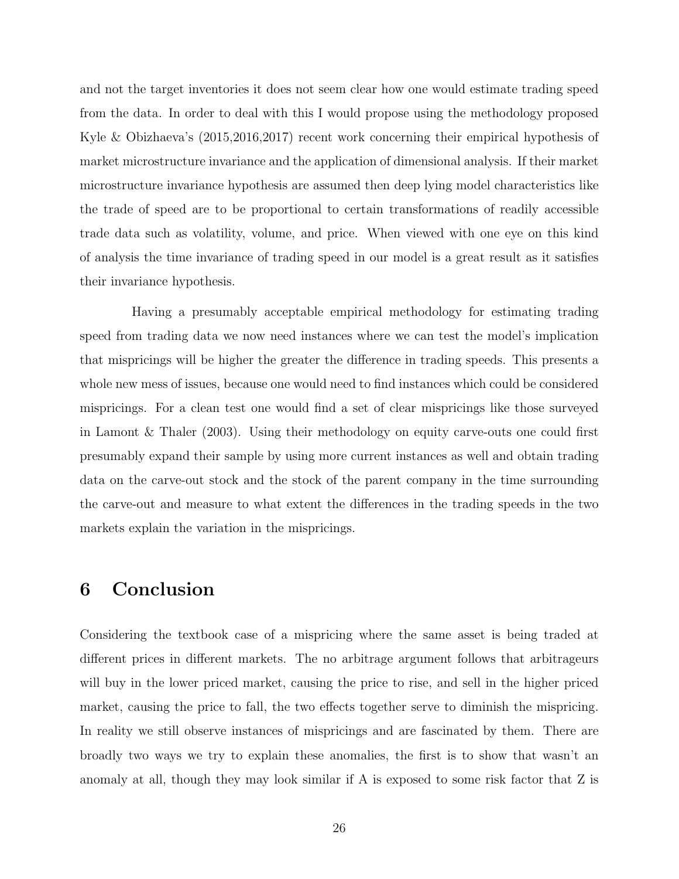and not the target inventories it does not seem clear how one would estimate trading speed from the data. In order to deal with this I would propose using the methodology proposed Kyle & Obizhaeva's (2015,2016,2017) recent work concerning their empirical hypothesis of market microstructure invariance and the application of dimensional analysis. If their market microstructure invariance hypothesis are assumed then deep lying model characteristics like the trade of speed are to be proportional to certain transformations of readily accessible trade data such as volatility, volume, and price. When viewed with one eye on this kind of analysis the time invariance of trading speed in our model is a great result as it satisfies their invariance hypothesis.

Having a presumably acceptable empirical methodology for estimating trading speed from trading data we now need instances where we can test the model's implication that mispricings will be higher the greater the difference in trading speeds. This presents a whole new mess of issues, because one would need to find instances which could be considered mispricings. For a clean test one would find a set of clear mispricings like those surveyed in Lamont & Thaler (2003). Using their methodology on equity carve-outs one could first presumably expand their sample by using more current instances as well and obtain trading data on the carve-out stock and the stock of the parent company in the time surrounding the carve-out and measure to what extent the differences in the trading speeds in the two markets explain the variation in the mispricings.

# 6 Conclusion

Considering the textbook case of a mispricing where the same asset is being traded at different prices in different markets. The no arbitrage argument follows that arbitrageurs will buy in the lower priced market, causing the price to rise, and sell in the higher priced market, causing the price to fall, the two effects together serve to diminish the mispricing. In reality we still observe instances of mispricings and are fascinated by them. There are broadly two ways we try to explain these anomalies, the first is to show that wasn't an anomaly at all, though they may look similar if A is exposed to some risk factor that Z is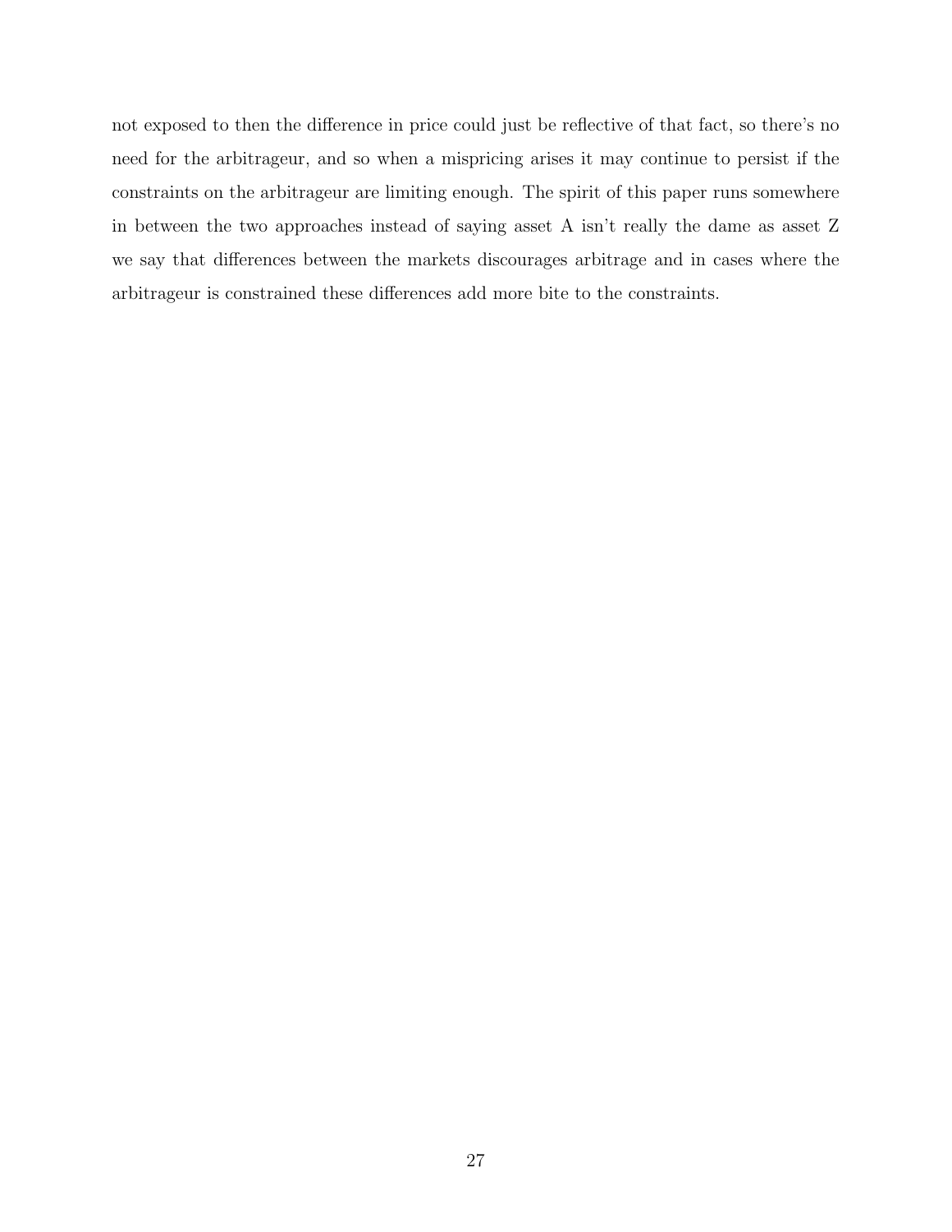not exposed to then the difference in price could just be reflective of that fact, so there's no need for the arbitrageur, and so when a mispricing arises it may continue to persist if the constraints on the arbitrageur are limiting enough. The spirit of this paper runs somewhere in between the two approaches instead of saying asset A isn't really the dame as asset Z we say that differences between the markets discourages arbitrage and in cases where the arbitrageur is constrained these differences add more bite to the constraints.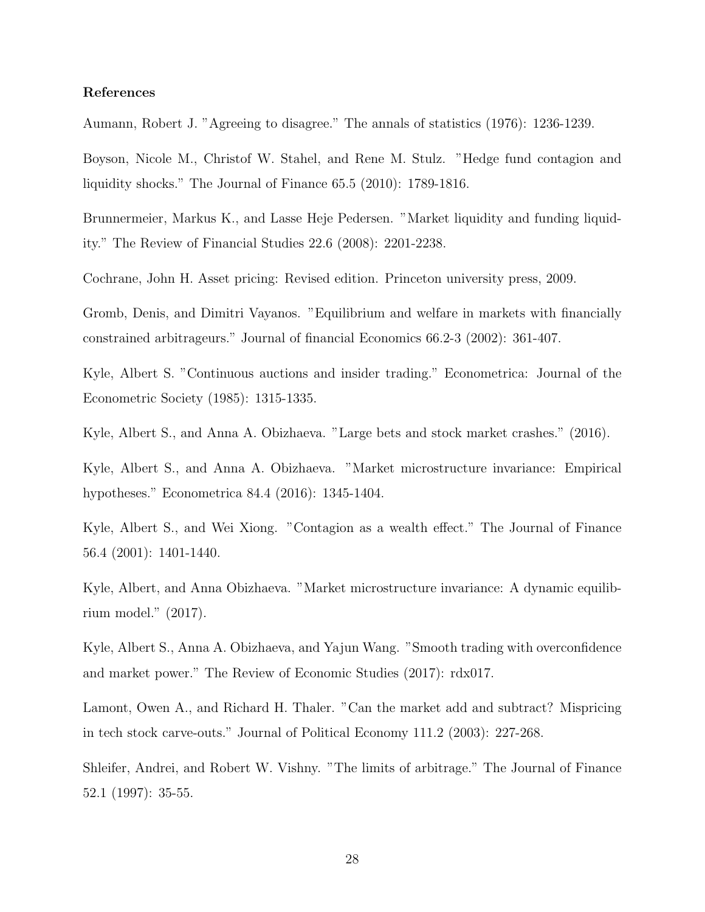**References**

Aumann, Robert J. "Agreeing to disagree." The annals of statistics (1976): 1236-1239.

Boyson, Nicole M., Christof W. Stahel, and Rene M. Stulz. "Hedge fund contagion and liquidity shocks." The Journal of Finance 65.5 (2010): 1789-1816.

Brunnermeier, Markus K., and Lasse Heje Pedersen. "Market liquidity and funding liquidity." The Review of Financial Studies 22.6 (2008): 2201-2238.

Cochrane, John H. Asset pricing: Revised edition. Princeton university press, 2009.

Gromb, Denis, and Dimitri Vayanos. "Equilibrium and welfare in markets with financially constrained arbitrageurs." Journal of financial Economics 66.2-3 (2002): 361-407.

Kyle, Albert S. "Continuous auctions and insider trading." Econometrica: Journal of the Econometric Society (1985): 1315-1335.

Kyle, Albert S., and Anna A. Obizhaeva. "Large bets and stock market crashes." (2016).

Kyle, Albert S., and Anna A. Obizhaeva. "Market microstructure invariance: Empirical hypotheses." Econometrica 84.4 (2016): 1345-1404.

Kyle, Albert S., and Wei Xiong. "Contagion as a wealth effect." The Journal of Finance 56.4 (2001): 1401-1440.

Kyle, Albert, and Anna Obizhaeva. "Market microstructure invariance: A dynamic equilibrium model." (2017).

Kyle, Albert S., Anna A. Obizhaeva, and Yajun Wang. "Smooth trading with overconfidence and market power." The Review of Economic Studies (2017): rdx017.

Lamont, Owen A., and Richard H. Thaler. "Can the market add and subtract? Mispricing in tech stock carve-outs." Journal of Political Economy 111.2 (2003): 227-268.

Shleifer, Andrei, and Robert W. Vishny. "The limits of arbitrage." The Journal of Finance 52.1 (1997): 35-55.